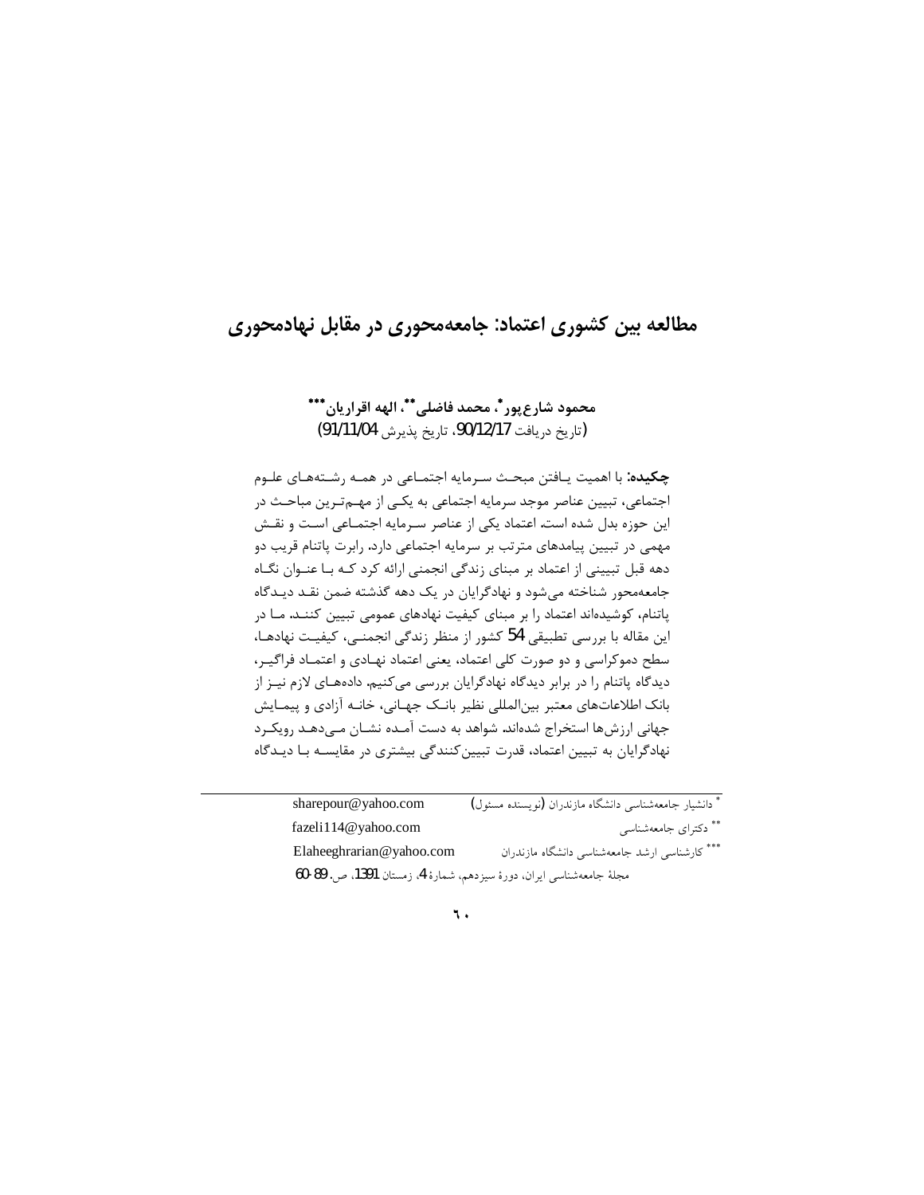# مطالعه بین کشوری اعتماد: جامعه‌محوری در مقابل نهادمحوری

**محمود شارع‌پور[*]، محمد فاضلی[**]، الهه اقراریان[***]**

(تاریخ دریافت 90/12/17، تاریخ پذیرش 91/11/04)

**چکیده:** با اهمیت یافتن مبحث سرمایه اجتماعی در همه رشته‌های علوم اجتماعی، تبیین عناصر موجد سرمایه اجتماعی به یکی از مهم‌ترین مباحث در این حوزه بدل شده است. اعتماد یکی از عناصر سرمایه اجتماعی است و نقش مهمی در تبیین پیامدهای مترتب بر سرمایه اجتماعی دارد. رابرت پاتنام قریب دو دهه قبل تبیینی از اعتماد بر مبنای زندگی انجمنی ارائه کرد که با عنوان نگاه جامعه‌محور شناخته می‌شود و نهادگرایان در یک دهه گذشته ضمن نقد دیدگاه پاتنام، کوشیده‌اند اعتماد را بر مبنای کیفیت نهادهای عمومی تبیین کنند. ما در این مقاله با بررسی تطبیقی 54 کشور از منظر زندگی انجمنی، کیفیت نهادها، سطح دموکراسی و دو صورت کلی اعتماد، یعنی اعتماد نهادی و اعتماد فراگیر، دیدگاه پاتنام را در برابر دیدگاه نهادگرایان بررسی می‌کنیم. داده‌های لازم نیز از بانک اطلاعات‌های معتبر بین‌المللی نظیر بانک جهانی، خانه آزادی و پیمایش جهانی ارزش‌ها استخراج شده‌اند. شواهد به دست آمده نشان می‌دهد رویکرد نهادگرایان به تبیین اعتماد، قدرت تبیین‌کنندگی بیشتری در مقایسه با دیدگاه

---

[*] دانشیار جامعه‌شناسی دانشگاه مازندران (نویسنده مسئول) sharepour@yahoo.com

[**] دکترای جامعه‌شناسی fazeli114@yahoo.com

[***] کارشناسی ارشد جامعه‌شناسی دانشگاه مازندران Elaheeghrarian@yahoo.com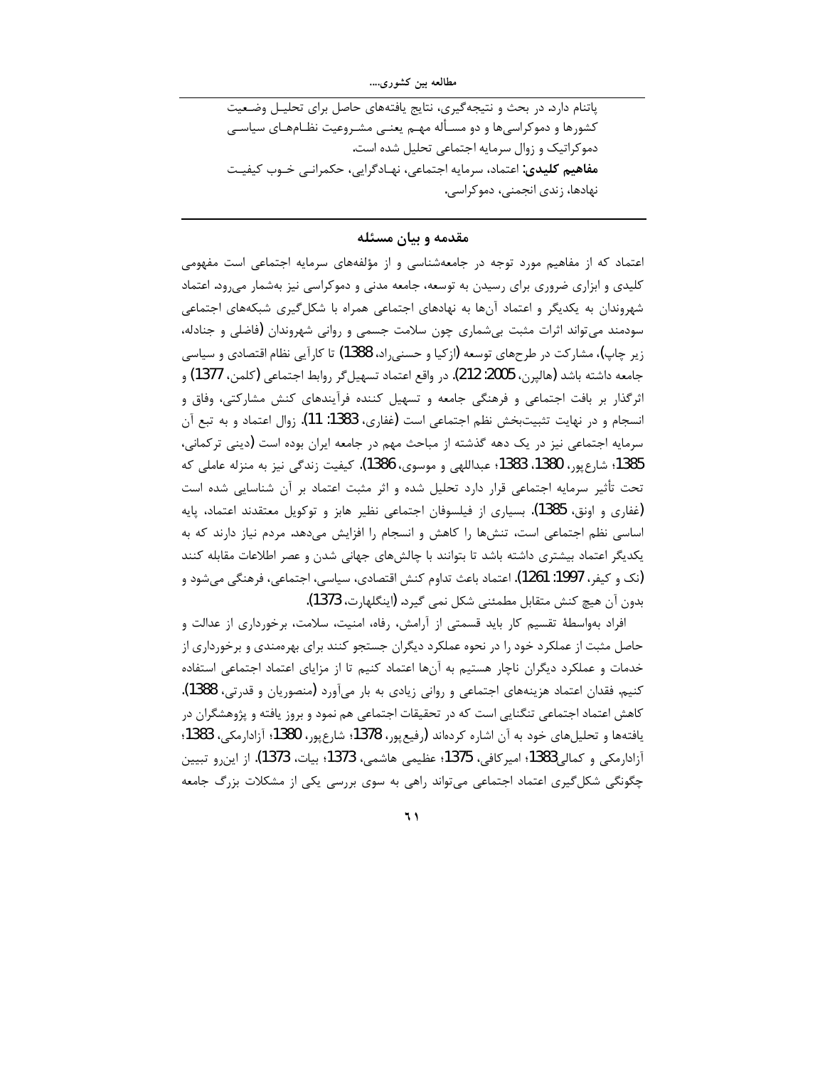پاتنام دارد. در بحث و نتیجه‌گیری، نتایج یافته‌های حاصل برای تحلیل وضعیت کشورها و دموکراسی‌ها و دو مسأله مهم یعنی مشروعیت نظام‌های سیاسی دموکراتیک و زوال سرمایه اجتماعی تحلیل شده است.

**مفاهیم کلیدی:** اعتماد، سرمایه اجتماعی، نهادگرایی، حکمرانی خوب کیفیت نهادها، زندی انجمنی، دموکراسی.

## مقدمه و بیان مسئله

اعتماد که از مفاهیم مورد توجه در جامعه‌شناسی و از مؤلفه‌های سرمایه اجتماعی است مفهومی کلیدی و ابزاری ضروری برای رسیدن به توسعه، جامعه مدنی و دموکراسی نیز به‌شمار می‌رود. اعتماد شهروندان به یکدیگر و اعتماد آن‌ها به نهادهای اجتماعی همراه با شکل‌گیری شبکه‌های اجتماعی سودمند می‌تواند اثرات مثبت بی‌شماری چون سلامت جسمی و روانی شهروندان (فاضلی و جنادله، زیر چاپ)، مشارکت در طرح‌های توسعه (ازکیا و حسنی‌راد، 1388) تا کارآیی نظام اقتصادی و سیاسی جامعه داشته باشد (هالپرن، 2005: 212). در واقع اعتماد تسهیل‌گر روابط اجتماعی (کلمن، 1377) و اثرگذار بر بافت اجتماعی و فرهنگی جامعه و تسهیل کننده فرآیندهای کنش مشارکتی، وفاق و انسجام و در نهایت تثبیت‌بخش نظم اجتماعی است (غفاری، 1383: 11). زوال اعتماد و به تبع آن سرمایه اجتماعی نیز در یک دهه گذشته از مباحث مهم در جامعه ایران بوده است (دینی ترکمانی، 1385؛ شارع‌پور، 1380، 1383؛ عبداللهی و موسوی، 1386). کیفیت زندگی نیز به منزله عاملی که تحت تأثیر سرمایه اجتماعی قرار دارد تحلیل شده و اثر مثبت اعتماد بر آن شناسایی شده است (غفاری و اونق، 1385). بسیاری از فیلسوفان اجتماعی نظیر هابز و توکویل معتقدند اعتماد، پایه اساسی نظم اجتماعی است، تنش‌ها را کاهش و انسجام را افزایش می‌دهد. مردم نیاز دارند که به یکدیگر اعتماد بیشتری داشته باشد تا بتوانند با چالش‌های جهانی شدن و عصر اطلاعات مقابله کنند (نک و کیفر، 1997: 1261). اعتماد باعث تداوم کنش اقتصادی، سیاسی، اجتماعی، فرهنگی می‌شود و بدون آن هیچ کنش متقابل مطمئنی شکل نمی گیرد. (اینگلهارت، 1373).

افراد به‌واسطهٔ تقسیم کار باید قسمتی از آرامش، رفاه، امنیت، سلامت، برخورداری از عدالت و حاصل مثبت از عملکرد خود را در نحوه عملکرد دیگران جستجو کنند برای بهره‌مندی و برخورداری از خدمات و عملکرد دیگران ناچار هستیم به آن‌ها اعتماد کنیم تا از مزایای اعتماد اجتماعی استفاده کنیم. فقدان اعتماد هزینه‌های اجتماعی و روانی زیادی به بار می‌آورد (منصوریان و قدرتی، 1388). کاهش اعتماد اجتماعی تنگنایی است که در تحقیقات اجتماعی هم نمود و بروز یافته و پژوهشگران در یافته‌ها و تحلیل‌های خود به آن اشاره کرده‌اند (رفیع‌پور، 1378؛ شارع‌پور، 1380؛ آزادارمکی، 1383؛ آزادارمکی و کمالی1383؛ امیرکافی، 1375؛ عظیمی هاشمی، 1373؛ بیات، 1373). از این‌رو تبیین چگونگی شکل‌گیری اعتماد اجتماعی می‌تواند راهی به سوی بررسی یکی از مشکلات بزرگ جامعه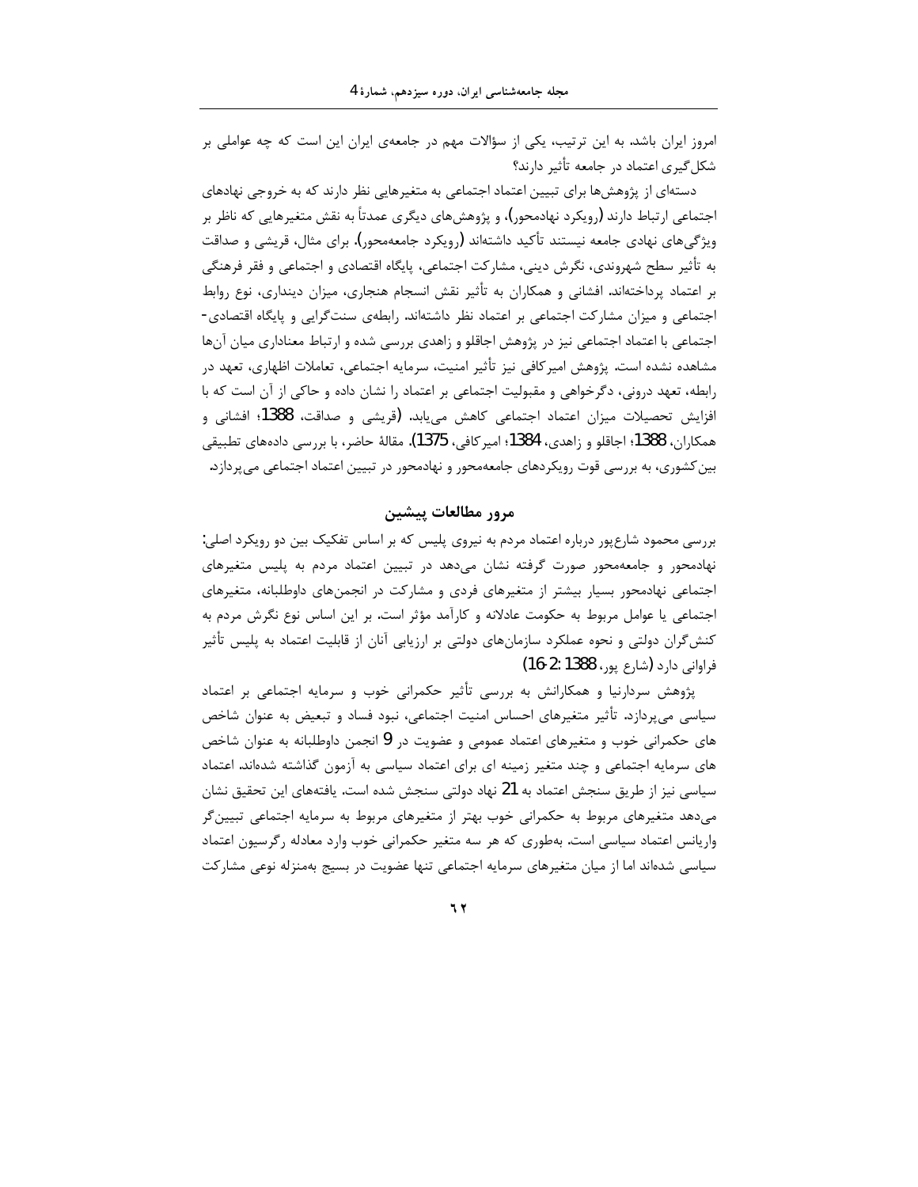امروز ایران باشد. به این ترتیب، یکی از سؤالات مهم در جامعه‌ی ایران این است که چه عواملی بر شکل‌گیری اعتماد در جامعه تأثیر دارند؟

دسته‌ای از پژوهش‌ها برای تبیین اعتماد اجتماعی به متغیرهایی نظر دارند که به خروجی نهادهای اجتماعی ارتباط دارند (رویکرد نهادمحور)، و پژوهش‌های دیگری عمدتاً به نقش متغیرهایی که ناظر بر ویژگی‌های نهادی جامعه نیستند تأکید داشته‌اند (رویکرد جامعه‌محور). برای مثال، قریشی و صداقت به تأثیر سطح شهروندی، نگرش دینی، مشارکت اجتماعی، پایگاه اقتصادی و اجتماعی و فقر فرهنگی بر اعتماد پرداخته‌اند. افشانی و همکاران به تأثیر نقش انسجام هنجاری، میزان دینداری، نوع روابط اجتماعی و میزان مشارکت اجتماعی بر اعتماد نظر داشته‌اند. رابطه‌ی سنت‌گرایی و پایگاه اقتصادی-اجتماعی با اعتماد اجتماعی نیز در پژوهش اجاقلو و زاهدی بررسی شده و ارتباط معناداری میان آن‌ها مشاهده نشده است. پژوهش امیرکافی نیز تأثیر امنیت، سرمایه اجتماعی، تعاملات اظهاری، تعهد در رابطه، تعهد درونی، دگرخواهی و مقبولیت اجتماعی بر اعتماد را نشان داده و حاکی از آن است که با افزایش تحصیلات میزان اعتماد اجتماعی کاهش می‌یابد. (قریشی و صداقت، 1388؛ افشانی و همکاران، 1388؛ اجاقلو و زاهدی، 1384؛ امیرکافی، 1375). مقالهٔ حاضر، با بررسی داده‌های تطبیقی بین‌کشوری، به بررسی قوت رویکردهای جامعه‌محور و نهادمحور در تبیین اعتماد اجتماعی می‌پردازد.

## مرور مطالعات پیشین

بررسی محمود شارع‌پور درباره اعتماد مردم به نیروی پلیس که بر اساس تفکیک بین دو رویکرد اصلی: نهادمحور و جامعه‌محور صورت گرفته نشان می‌دهد در تبیین اعتماد مردم به پلیس متغیرهای اجتماعی نهادمحور بسیار بیشتر از متغیرهای فردی و مشارکت در انجمن‌های داوطلبانه، متغیرهای اجتماعی یا عوامل مربوط به حکومت عادلانه و کارآمد مؤثر است. بر این اساس نوع نگرش مردم به کنش‌گران دولتی و نحوه عملکرد سازمان‌های دولتی بر ارزیابی آنان از قابلیت اعتماد به پلیس تأثیر فراوانی دارد (شارع پور، 1388 :2-16)

پژوهش سردارنیا و همکارانش به بررسی تأثیر حکمرانی خوب و سرمایه اجتماعی بر اعتماد سیاسی می‌پردازد. تأثیر متغیرهای احساس امنیت اجتماعی، نبود فساد و تبعیض به عنوان شاخص های حکمرانی خوب و متغیرهای اعتماد عمومی و عضویت در 9 انجمن داوطلبانه به عنوان شاخص های سرمایه اجتماعی و چند متغیر زمینه ای برای اعتماد سیاسی به آزمون گذاشته شده‌اند. اعتماد سیاسی نیز از طریق سنجش اعتماد به 21 نهاد دولتی سنجش شده است. یافته‌های این تحقیق نشان می‌دهد متغیرهای مربوط به حکمرانی خوب بهتر از متغیرهای مربوط به سرمایه اجتماعی تبیین‌گر واریانس اعتماد سیاسی است. به‌طوری که هر سه متغیر حکمرانی خوب وارد معادله رگرسیون اعتماد سیاسی شده‌اند اما از میان متغیرهای سرمایه اجتماعی تنها عضویت در بسیج به‌منزله نوعی مشارکت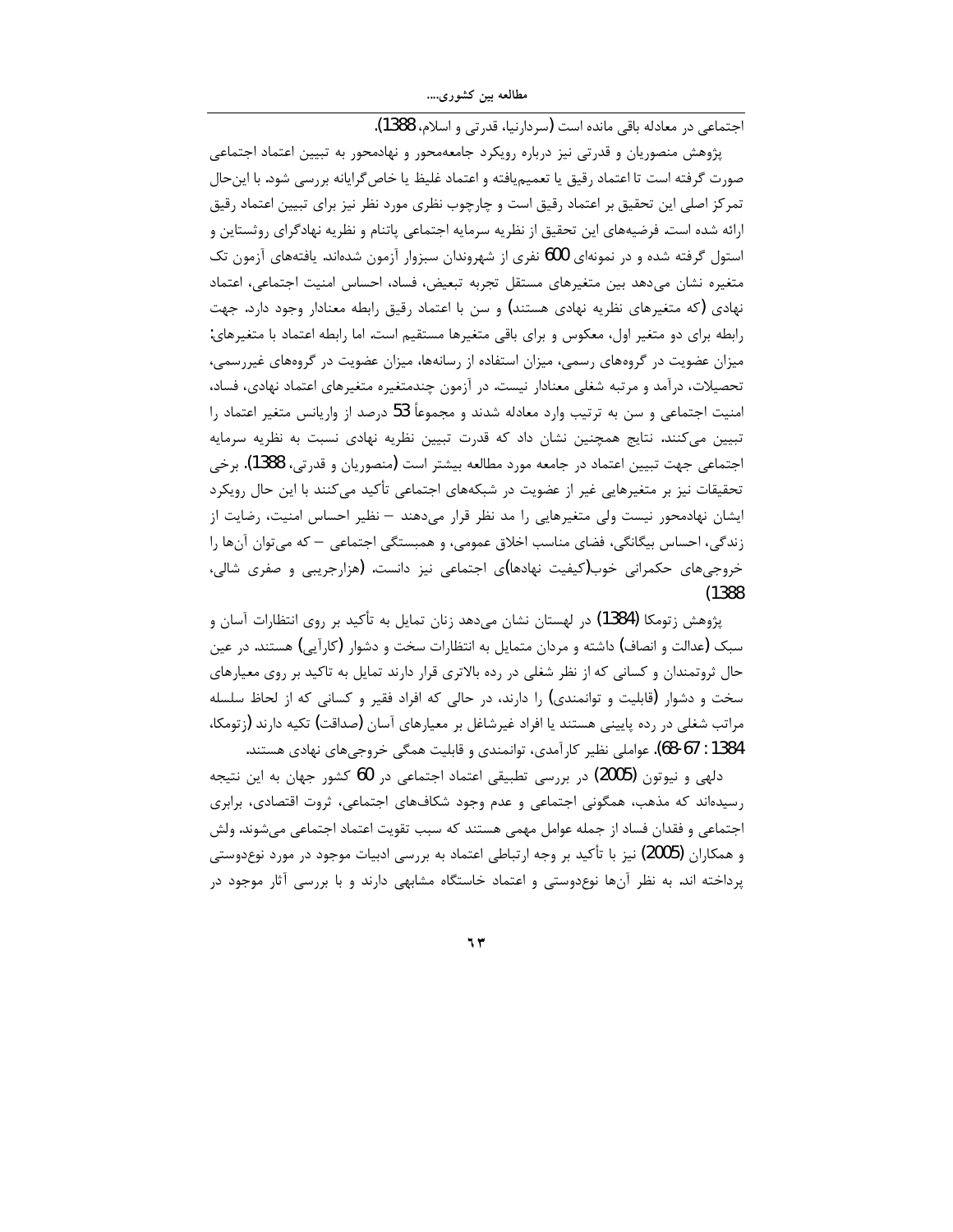اجتماعی در معادله باقی مانده است (سردارنیا، قدرتی و اسلام، 1388).

پژوهش منصوریان و قدرتی نیز درباره رویکرد جامعه‌محور و نهادمحور به تبیین اعتماد اجتماعی صورت گرفته است تا اعتماد رقیق یا تعمیم‌یافته و اعتماد غلیظ یا خاص‌گرایانه بررسی شود. با این‌حال تمرکز اصلی این تحقیق بر اعتماد رقیق است و چارچوب نظری مورد نظر نیز برای تبیین اعتماد رقیق ارائه شده است. فرضیه‌های این تحقیق از نظریه سرمایه اجتماعی پاتنام و نظریه نهادگرای روثستاین و استول گرفته شده و در نمونه‌ای 600 نفری از شهروندان سبزوار آزمون شده‌اند. یافته‌های آزمون تک متغیره نشان می‌دهد بین متغیرهای مستقل تجربه تبعیض، فساد، احساس امنیت اجتماعی، اعتماد نهادی (که متغیرهای نظریه نهادی هستند) و سن با اعتماد رقیق رابطه معنادار وجود دارد. جهت رابطه برای دو متغیر اول، معکوس و برای باقی متغیرها مستقیم است. اما رابطه اعتماد با متغیرهای: میزان عضویت در گروه‌های رسمی، میزان استفاده از رسانه‌ها، میزان عضویت در گروه‌های غیررسمی، تحصیلات، درآمد و مرتبه شغلی معنادار نیست. در آزمون چندمتغیره متغیرهای اعتماد نهادی، فساد، امنیت اجتماعی و سن به ترتیب وارد معادله شدند و مجموعاً 53 درصد از واریانس متغیر اعتماد را تبیین می‌کنند. نتایج همچنین نشان داد که قدرت تبیین نظریه نهادی نسبت به نظریه سرمایه اجتماعی جهت تبیین اعتماد در جامعه مورد مطالعه بیشتر است (منصوریان و قدرتی، 1388). برخی تحقیقات نیز بر متغیرهایی غیر از عضویت در شبکه‌های اجتماعی تأکید می‌کنند با این حال رویکرد ایشان نهادمحور نیست ولی متغیرهایی را مد نظر قرار می‌دهند – نظیر احساس امنیت، رضایت از زندگی، احساس بیگانگی، فضای مناسب اخلاق عمومی، و همبستگی اجتماعی – که می‌توان آن‌ها را خروجی‌های حکمرانی خوب(کیفیت نهادها)ی اجتماعی نیز دانست. (هزارجریبی و صفری شالی، 1388)

پژوهش زتومکا (1384) در لهستان نشان می‌دهد زنان تمایل به تأکید بر روی انتظارات آسان و سبک (عدالت و انصاف) داشته و مردان متمایل به انتظارات سخت و دشوار (کارآیی) هستند. در عین حال ثروتمندان و کسانی که از نظر شغلی در رده بالاتری قرار دارند تمایل به تاکید بر روی معیارهای سخت و دشوار (قابلیت و توانمندی) را دارند، در حالی که افراد فقیر و کسانی که از لحاظ سلسله مراتب شغلی در رده پایینی هستند یا افراد غیرشاغل بر معیارهای آسان (صداقت) تکیه دارند (زتومکا، 1384 : 67-68). عواملی نظیر کارآمدی، توانمندی و قابلیت همگی خروجی‌های نهادی هستند.

دلهی و نیوتون (2005) در بررسی تطبیقی اعتماد اجتماعی در 60 کشور جهان به این نتیجه رسیده‌اند که مذهب، همگونی اجتماعی و عدم وجود شکاف‌های اجتماعی، ثروت اقتصادی، برابری اجتماعی و فقدان فساد از جمله عوامل مهمی هستند که سبب تقویت اعتماد اجتماعی می‌شوند. ولش و همکاران (2005) نیز با تأکید بر وجه ارتباطی اعتماد به بررسی ادبیات موجود در مورد نوع‌دوستی پرداخته اند. به نظر آن‌ها نوع‌دوستی و اعتماد خاستگاه مشابهی دارند و با بررسی آثار موجود در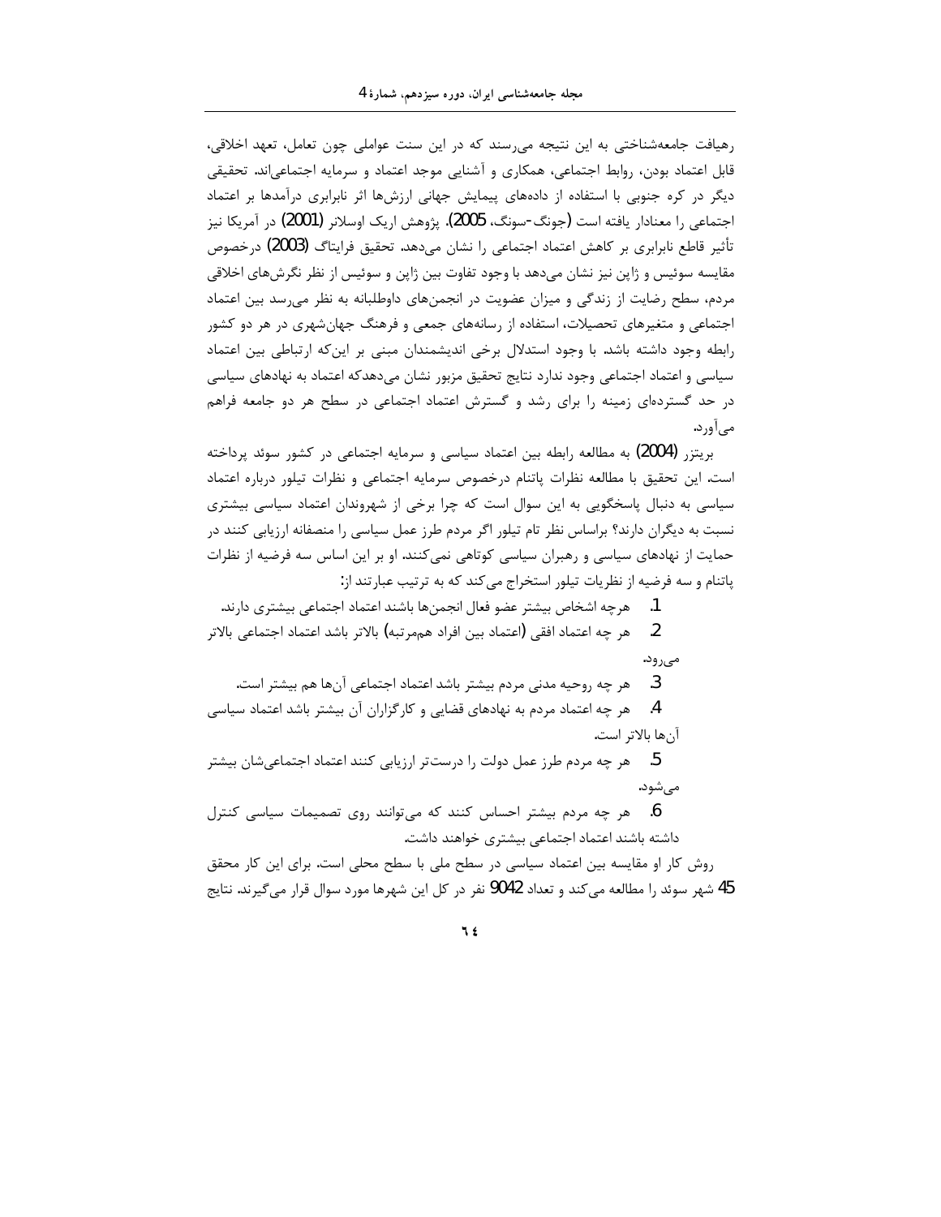رهیافت جامعه‌شناختی به این نتیجه می‌رسند که در این سنت عواملی چون تعامل، تعهد اخلاقی، قابل اعتماد بودن، روابط اجتماعی، همکاری و آشنایی موجد اعتماد و سرمایه اجتماعی‌اند. تحقیقی دیگر در کره جنوبی با استفاده از داده‌های پیمایش جهانی ارزش‌ها اثر نابرابری درآمدها بر اعتماد اجتماعی را معنادار یافته است (جونگ-سونگ، 2005). پژوهش اریک اوسلانر (2001) در آمریکا نیز تأثیر قاطع نابرابری بر کاهش اعتماد اجتماعی را نشان می‌دهد. تحقیق فرایتاگ (2003) درخصوص مقایسه سوئیس و ژاپن نیز نشان می‌دهد با وجود تفاوت بین ژاپن و سوئیس از نظر نگرش‌های اخلاقی مردم، سطح رضایت از زندگی و میزان عضویت در انجمن‌های داوطلبانه به نظر می‌رسد بین اعتماد اجتماعی و متغیرهای تحصیلات، استفاده از رسانه‌های جمعی و فرهنگ جهان‌شهری در هر دو کشور رابطه وجود داشته باشد. با وجود استدلال برخی اندیشمندان مبنی بر این‌که ارتباطی بین اعتماد سیاسی و اعتماد اجتماعی وجود ندارد نتایج تحقیق مزبور نشان می‌دهدکه اعتماد به نهادهای سیاسی در حد گسترده‌ای زمینه را برای رشد و گسترش اعتماد اجتماعی در سطح هر دو جامعه فراهم می‌آورد.

بریتزر (2004) به مطالعه رابطه بین اعتماد سیاسی و سرمایه اجتماعی در کشور سوئد پرداخته است. این تحقیق با مطالعه نظرات پاتنام درخصوص سرمایه اجتماعی و نظرات تیلور درباره اعتماد سیاسی به دنبال پاسخگویی به این سوال است که چرا برخی از شهروندان اعتماد سیاسی بیشتری نسبت به دیگران دارند؟ براساس نظر تام تیلور اگر مردم طرز عمل سیاسی را منصفانه ارزیابی کنند در حمایت از نهادهای سیاسی و رهبران سیاسی کوتاهی نمی‌کنند. او بر این اساس سه فرضیه از نظرات پاتنام و سه فرضیه از نظریات تیلور استخراج می‌کند که به ترتیب عبارتند از:

1. هرچه اشخاص بیشتر عضو فعال انجمن‌ها باشند اعتماد اجتماعی بیشتری دارند.
2. هر چه اعتماد افقی (اعتماد بین افراد هم‌مرتبه) بالاتر باشد اعتماد اجتماعی بالاتر می‌رود.
3. هر چه روحیه مدنی مردم بیشتر باشد اعتماد اجتماعی آن‌ها هم بیشتر است.
4. هر چه اعتماد مردم به نهادهای قضایی و کارگزاران آن بیشتر باشد اعتماد سیاسی آن‌ها بالاتر است.
5. هر چه مردم طرز عمل دولت را درست‌تر ارزیابی کنند اعتماد اجتماعی‌شان بیشتر می‌شود.
6. هر چه مردم بیشتر احساس کنند که می‌توانند روی تصمیمات سیاسی کنترل داشته باشند اعتماد اجتماعی بیشتری خواهند داشت.

روش کار او مقایسه بین اعتماد سیاسی در سطح ملی با سطح محلی است. برای این کار محقق 45 شهر سوئد را مطالعه می‌کند و تعداد 9042 نفر در کل این شهرها مورد سوال قرار می‌گیرند. نتایج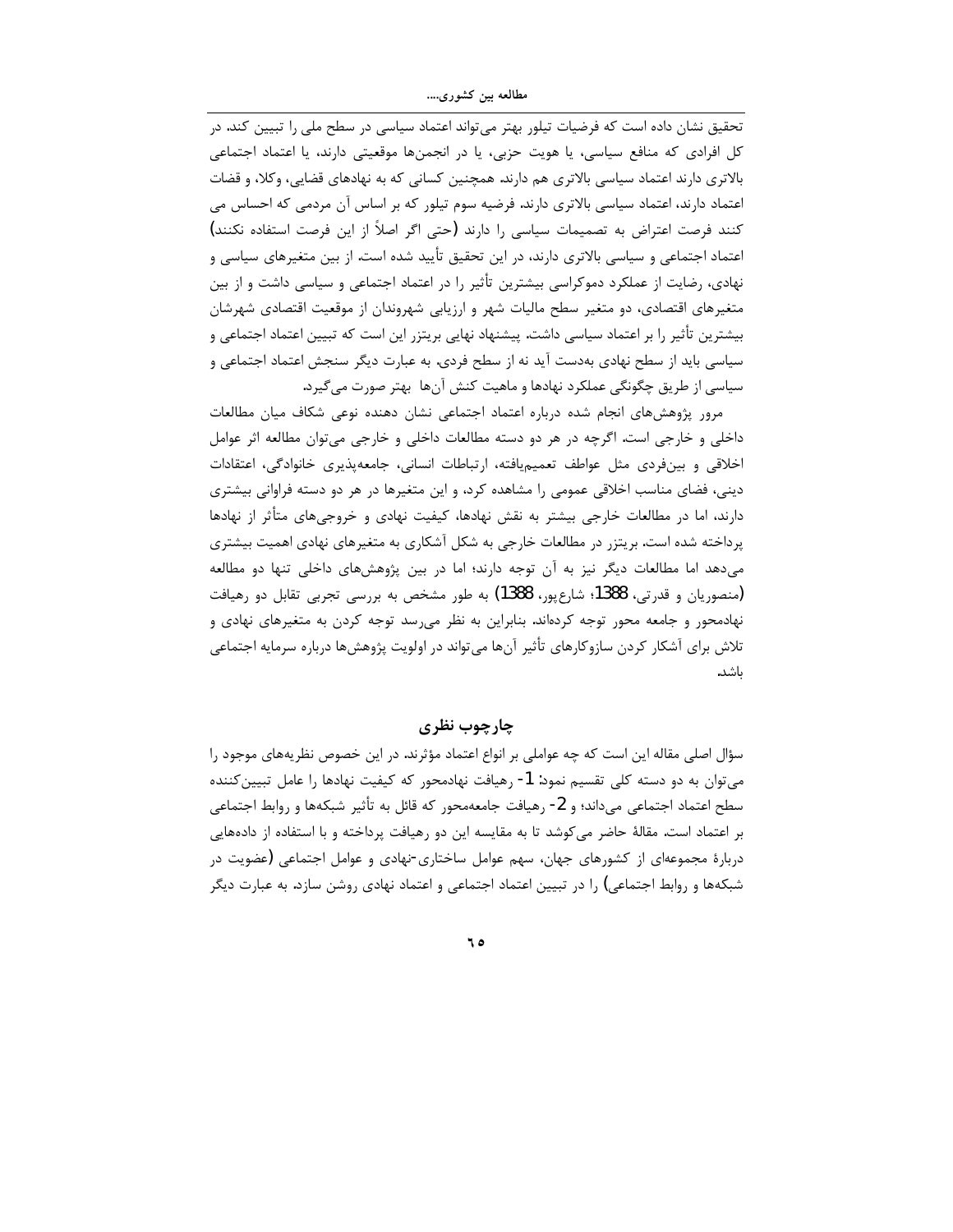تحقیق نشان داده است که فرضیات تیلور بهتر می‌تواند اعتماد سیاسی در سطح ملی را تبیین کند. در کل افرادی که منافع سیاسی، یا هویت حزبی، یا در انجمن‌ها موقعیتی دارند، یا اعتماد اجتماعی بالاتری دارند اعتماد سیاسی بالاتری هم دارند. همچنین کسانی که به نهادهای قضایی، وکلا، و قضات اعتماد دارند، اعتماد سیاسی بالاتری دارند. فرضیه سوم تیلور که بر اساس آن مردمی که احساس می کنند فرصت اعتراض به تصمیمات سیاسی را دارند (حتی اگر اصلاً از این فرصت استفاده نکنند) اعتماد اجتماعی و سیاسی بالاتری دارند، در این تحقیق تأیید شده است. از بین متغیرهای سیاسی و نهادی، رضایت از عملکرد دموکراسی بیشترین تأثیر را در اعتماد اجتماعی و سیاسی داشت و از بین متغیرهای اقتصادی، دو متغیر سطح مالیات شهر و ارزیابی شهروندان از موقعیت اقتصادی شهرشان بیشترین تأثیر را بر اعتماد سیاسی داشت. پیشنهاد نهایی بریتزر این است که تبیین اعتماد اجتماعی و سیاسی باید از سطح نهادی به‌دست آید نه از سطح فردی. به عبارت دیگر سنجش اعتماد اجتماعی و سیاسی از طریق چگونگی عملکرد نهادها و ماهیت کنش آن‌ها بهتر صورت می‌گیرد.

مرور پژوهش‌های انجام شده درباره اعتماد اجتماعی نشان دهنده نوعی شکاف میان مطالعات داخلی و خارجی است. اگرچه در هر دو دسته مطالعات داخلی و خارجی می‌توان مطالعه اثر عوامل اخلاقی و بین‌فردی مثل عواطف تعمیم‌یافته، ارتباطات انسانی، جامعه‌پذیری خانوادگی، اعتقادات دینی، فضای مناسب اخلاقی عمومی را مشاهده کرد، و این متغیرها در هر دو دسته فراوانی بیشتری دارند، اما در مطالعات خارجی بیشتر به نقش نهادها، کیفیت نهادی و خروجی‌های متأثر از نهادها پرداخته شده است. بریتزر در مطالعات خارجی به شکل آشکاری به متغیرهای نهادی اهمیت بیشتری می‌دهد اما مطالعات دیگر نیز به آن توجه دارند؛ اما در بین پژوهش‌های داخلی تنها دو مطالعه (منصوریان و قدرتی، 1388؛ شارع‌پور، 1388) به طور مشخص به بررسی تجربی تقابل دو رهیافت نهادمحور و جامعه محور توجه کرده‌اند. بنابراین به نظر می‌رسد توجه کردن به متغیرهای نهادی و تلاش برای آشکار کردن سازوکارهای تأثیر آن‌ها می‌تواند در اولویت پژوهش‌ها درباره سرمایه اجتماعی باشد.

## چارچوب نظری

سؤال اصلی مقاله این است که چه عواملی بر انواع اعتماد مؤثرند. در این خصوص نظریه‌های موجود را می‌توان به دو دسته کلی تقسیم نمود: 1- رهیافت نهادمحور که کیفیت نهادها را عامل تبیین‌کننده سطح اعتماد اجتماعی می‌داند؛ و 2- رهیافت جامعه‌محور که قائل به تأثیر شبکه‌ها و روابط اجتماعی بر اعتماد است. مقالهٔ حاضر می‌کوشد تا به مقایسه این دو رهیافت پرداخته و با استفاده از داده‌هایی دربارهٔ مجموعه‌ای از کشورهای جهان، سهم عوامل ساختاری-نهادی و عوامل اجتماعی (عضویت در شبکه‌ها و روابط اجتماعی) را در تبیین اعتماد اجتماعی و اعتماد نهادی روشن سازد. به عبارت دیگر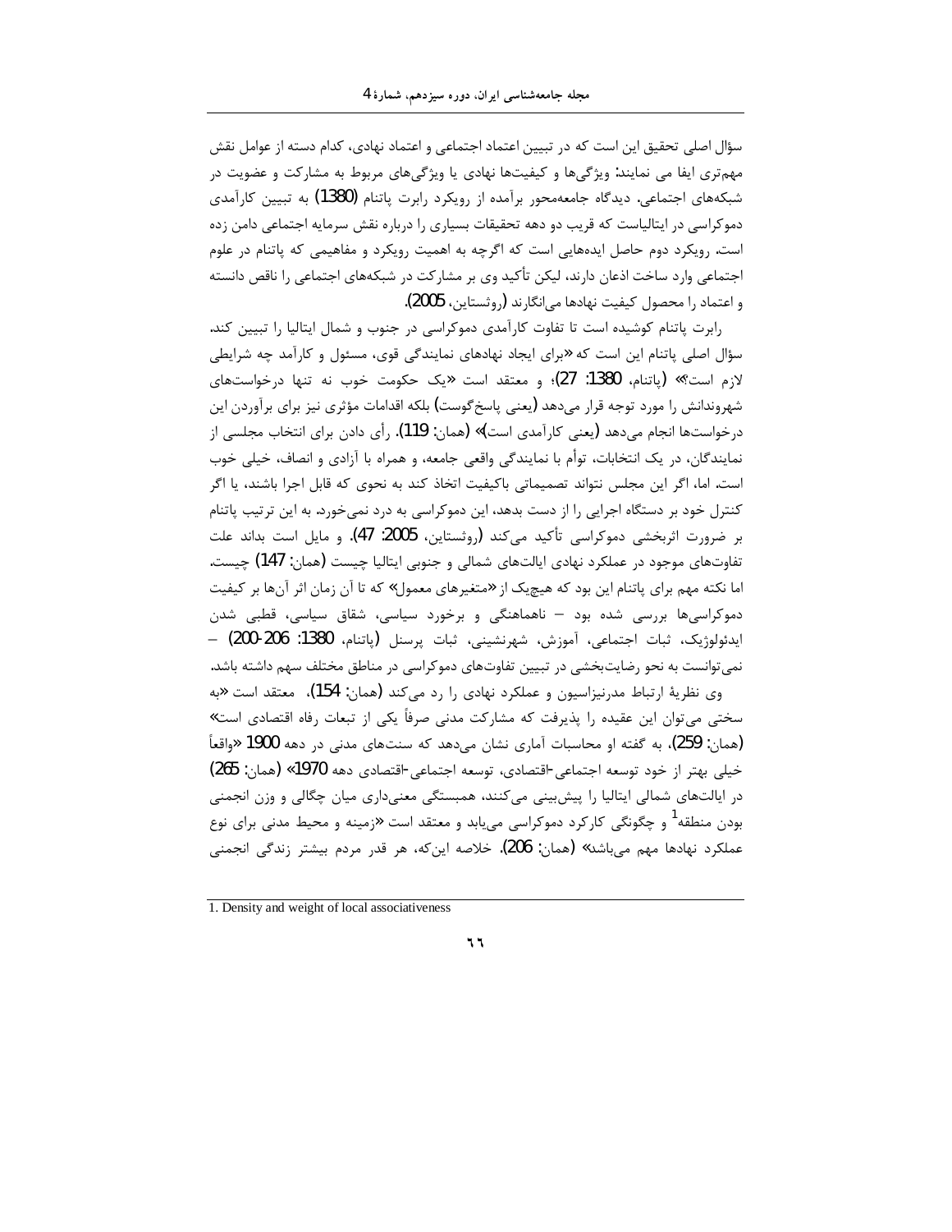سؤال اصلی تحقیق این است که در تبیین اعتماد اجتماعی و اعتماد نهادی، کدام دسته از عوامل نقش مهم‌تری ایفا می نمایند: ویژگی‌ها و کیفیت‌ها نهادی یا ویژگی‌های مربوط به مشارکت و عضویت در شبکه‌های اجتماعی. دیدگاه جامعه‌محور برآمده از رویکرد رابرت پاتنام (1380) به تبیین کارآمدی دموکراسی در ایتالیاست که قریب دو دهه تحقیقات بسیاری را درباره نقش سرمایه اجتماعی دامن زده است. رویکرد دوم حاصل ایده‌هایی است که اگرچه به اهمیت رویکرد و مفاهیمی که پاتنام در علوم اجتماعی وارد ساخت اذعان دارند، لیکن تأکید وی بر مشارکت در شبکه‌های اجتماعی را ناقص دانسته و اعتماد را محصول کیفیت نهادها می‌انگارند (روثستاین، 2005).

رابرت پاتنام کوشیده است تا تفاوت کارآمدی دموکراسی در جنوب و شمال ایتالیا را تبیین کند. سؤال اصلی پاتنام این است که «برای ایجاد نهادهای نمایندگی قوی، مسئول و کارآمد چه شرایطی لازم است؟» (پاتنام، 1380: 27)؛ و معتقد است «یک حکومت خوب نه تنها درخواست‌های شهروندانش را مورد توجه قرار می‌دهد (یعنی پاسخ‌گوست) بلکه اقدامات مؤثری نیز برای برآوردن این درخواست‌ها انجام می‌دهد (یعنی کارآمدی است)» (همان: 119). رأی دادن برای انتخاب مجلسی از نمایندگان، در یک انتخابات، توأم با نمایندگی واقعی جامعه، و همراه با آزادی و انصاف، خیلی خوب است. اما، اگر این مجلس نتواند تصمیماتی باکیفیت اتخاذ کند به نحوی که قابل اجرا باشند، یا اگر کنترل خود بر دستگاه اجرایی را از دست بدهد، این دموکراسی به درد نمی‌خورد. به این ترتیب پاتنام بر ضرورت اثربخشی دموکراسی تأکید می‌کند (روثستاین، 2005: 47). و مایل است بداند علت تفاوت‌های موجود در عملکرد نهادی ایالت‌های شمالی و جنوبی ایتالیا چیست (همان: 147) چیست. اما نکته مهم برای پاتنام این بود که هیچیک از «متغیرهای معمول» که تا آن زمان اثر آن‌ها بر کیفیت دموکراسی‌ها بررسی شده بود – ناهماهنگی و برخورد سیاسی، شقاق سیاسی، قطبی شدن ایدئولوژیک، ثبات اجتماعی، آموزش، شهرنشینی، ثبات پرسنل (پاتنام، 1380: 206-200) – نمی‌توانست به نحو رضایت‌بخشی در تبیین تفاوت‌های دموکراسی در مناطق مختلف سهم داشته باشد.

وی نظریهٔ ارتباط مدرنیزاسیون و عملکرد نهادی را رد می‌کند (همان: 154). معتقد است «به سختی می‌توان این عقیده را پذیرفت که مشارکت مدنی صرفاً یکی از تبعات رفاه اقتصادی است» (همان: 259). به گفته او محاسبات آماری نشان می‌دهد که سنت‌های مدنی در دهه 1900 «واقعاً خیلی بهتر از خود توسعه اجتماعی-اقتصادی، توسعه اجتماعی-اقتصادی دهه 1970» (همان: 265) در ایالت‌های شمالی ایتالیا را پیش‌بینی می‌کنند، همبستگی معنی‌داری میان چگالی و وزن انجمنی بودن منطقه[1] و چگونگی کارکرد دموکراسی می‌یابد و معتقد است «زمینه و محیط مدنی برای نوع عملکرد نهادها مهم می‌باشد» (همان: 206). خلاصه این‌که، هر قدر مردم بیشتر زندگی انجمنی

1. Density and weight of local associativeness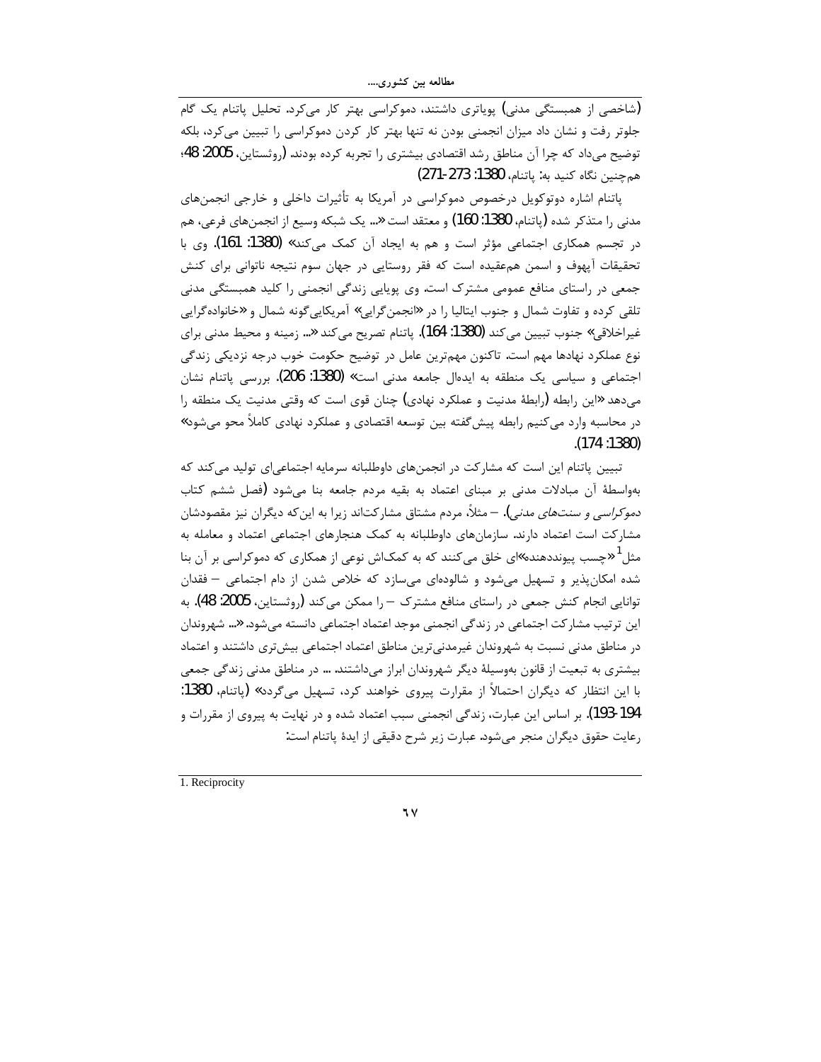(شاخصی از همبستگی مدنی) پویاتری داشتند، دموکراسی بهتر کار می‌کرد. تحلیل پاتنام یک گام جلوتر رفت و نشان داد میزان انجمنی بودن نه تنها بهتر کار کردن دموکراسی را تبیین می‌کرد، بلکه توضیح می‌داد که چرا آن مناطق رشد اقتصادی بیشتری را تجربه کرده بودند. (روثستاین، 2005: 48؛ همچنین نگاه کنید به: پاتنام، 1380: 273-271)

پاتنام اشاره دوتوکویل درخصوص دموکراسی در آمریکا به تأثیرات داخلی و خارجی انجمن‌های مدنی را متذکر شده (پاتنام، 1380: 160) و معتقد است «... یک شبکه وسیع از انجمن‌های فرعی، هم در تجسم همکاری اجتماعی مؤثر است و هم به ایجاد آن کمک می‌کند» (1380: 161). وی با تحقیقات آپهوف و اسمن هم‌عقیده است که فقر روستایی در جهان سوم نتیجه ناتوانی برای کنش جمعی در راستای منافع عمومی مشترک است. وی پویایی زندگی انجمنی را کلید همبستگی مدنی تلقی کرده و تفاوت شمال و جنوب ایتالیا را در «انجمن‌گرایی» آمریکایی‌گونه شمال و «خانواده‌گرایی غیراخلاقی» جنوب تبیین می‌کند (1380: 164). پاتنام تصریح می‌کند «... زمینه و محیط مدنی برای نوع عملکرد نهادها مهم است. تاکنون مهم‌ترین عامل در توضیح حکومت خوب درجه نزدیکی زندگی اجتماعی و سیاسی یک منطقه به ایده‌ال جامعه مدنی است» (1380: 206). بررسی پاتنام نشان می‌دهد «این رابطه (رابطهٔ مدنیت و عملکرد نهادی) چنان قوی است که وقتی مدنیت یک منطقه را در محاسبه وارد می‌کنیم رابطه پیش‌گفته بین توسعه اقتصادی و عملکرد نهادی کاملاً محو می‌شود» (1380: 174).

تبیین پاتنام این است که مشارکت در انجمن‌های داوطلبانه سرمایه اجتماعی‌ای تولید می‌کند که به‌واسطهٔ آن مبادلات مدنی بر مبنای اعتماد به بقیه مردم جامعه بنا می‌شود (فصل ششم کتاب *دموکراسی و سنت‌های مدنی*). – مثلاً، مردم مشتاق مشارکت‌اند زیرا به این‌که دیگران نیز مقصودشان مشارکت است اعتماد دارند. سازمان‌های داوطلبانه به کمک هنجارهای اجتماعی اعتماد و معامله به مثل[1] «چسب پیونددهنده»‌ای خلق می‌کنند که به کمک‌اش نوعی از همکاری که دموکراسی بر آن بنا شده امکان‌پذیر و تسهیل می‌شود و شالوده‌ای می‌سازد که خلاص شدن از دام اجتماعی – فقدان توانایی انجام کنش جمعی در راستای منافع مشترک – را ممکن می‌کند (روثستاین، 2005: 48). به این ترتیب مشارکت اجتماعی در زندگی انجمنی موجد اعتماد اجتماعی دانسته می‌شود. «... شهروندان در مناطق مدنی نسبت به شهروندان غیرمدنی‌ترین مناطق اعتماد اجتماعی بیش‌تری داشتند و اعتماد بیشتری به تبعیت از قانون به‌وسیلهٔ دیگر شهروندان ابراز می‌داشتند. ... در مناطق مدنی زندگی جمعی با این انتظار که دیگران احتمالاً از مقرارت پیروی خواهند کرد، تسهیل می‌گردد» (پاتنام، 1380: 194-193). بر اساس این عبارت، زندگی انجمنی سبب اعتماد شده و در نهایت به پیروی از مقررات و رعایت حقوق دیگران منجر می‌شود. عبارت زیر شرح دقیقی از ایدهٔ پاتنام است:

1. Reciprocity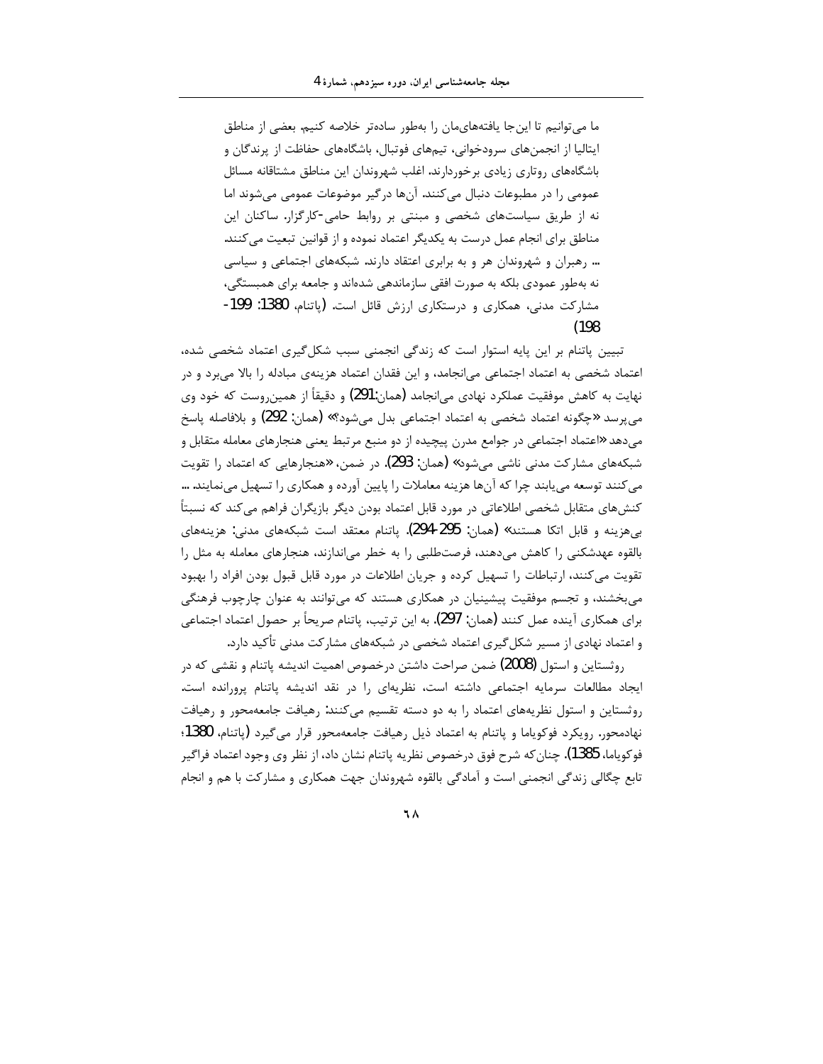ما می‌توانیم تا این‌جا یافته‌های‌مان را به‌طور ساده‌تر خلاصه کنیم. بعضی از مناطق ایتالیا از انجمن‌های سرودخوانی، تیم‌های فوتبال، باشگاه‌های حفاظت از پرندگان و باشگاه‌های روتاری زیادی برخوردارند. اغلب شهروندان این مناطق مشتاقانه مسائل عمومی را در مطبوعات دنبال می‌کنند. آن‌ها درگیر موضوعات عمومی می‌شوند اما نه از طریق سیاست‌های شخصی و مبتنی بر روابط حامی-کارگزار. ساکنان این مناطق برای انجام عمل درست به یکدیگر اعتماد نموده و از قوانین تبعیت می‌کنند. ... رهبران و شهروندان هر و به برابری اعتقاد دارند. شبکه‌های اجتماعی و سیاسی نه به‌طور عمودی بلکه به صورت افقی سازماندهی شده‌اند و جامعه برای همبستگی، مشارکت مدنی، همکاری و درستکاری ارزش قائل است. (پاتنام، 1380: 199-198)

تبیین پاتنام بر این پایه استوار است که زندگی انجمنی سبب شکل‌گیری اعتماد شخصی شده، اعتماد شخصی به اعتماد اجتماعی می‌انجامد، و این فقدان اعتماد هزینه‌ی مبادله را بالا می‌برد و در نهایت به کاهش موفقیت عملکرد نهادی می‌انجامد (همان:291) و دقیقاً از همین‌روست که خود وی می‌پرسد «چگونه اعتماد شخصی به اعتماد اجتماعی بدل می‌شود؟» (همان: 292) و بلافاصله پاسخ می‌دهد «اعتماد اجتماعی در جوامع مدرن پیچیده از دو منبع مرتبط یعنی هنجارهای معامله متقابل و شبکه‌های مشارکت مدنی ناشی می‌شود» (همان: 293). در ضمن، «هنجارهایی که اعتماد را تقویت می‌کنند توسعه می‌یابند چرا که آن‌ها هزینه معاملات را پایین آورده و همکاری را تسهیل می‌نمایند. ... کنش‌های متقابل شخصی اطلاعاتی در مورد قابل اعتماد بودن دیگر بازیگران فراهم می‌کند که نسبتاً بی‌هزینه و قابل اتکا هستند» (همان: 295-294). پاتنام معتقد است شبکه‌های مدنی: هزینه‌های بالقوه عهدشکنی را کاهش می‌دهند، فرصت‌طلبی را به خطر می‌اندازند، هنجارهای معامله به مثل را تقویت می‌کنند، ارتباطات را تسهیل کرده و جریان اطلاعات در مورد قابل قبول بودن افراد را بهبود می‌بخشند، و تجسم موفقیت پیشینیان در همکاری هستند که می‌توانند به عنوان چارچوب فرهنگی برای همکاری آینده عمل کنند (همان: 297). به این ترتیب، پاتنام صریحاً بر حصول اعتماد اجتماعی و اعتماد نهادی از مسیر شکل‌گیری اعتماد شخصی در شبکه‌های مشارکت مدنی تأکید دارد.

روثستاین و استول (2008) ضمن صراحت داشتن درخصوص اهمیت اندیشه پاتنام و نقشی که در ایجاد مطالعات سرمایه اجتماعی داشته است، نظریه‌ای را در نقد اندیشه پاتنام پرورانده است. روثستاین و استول نظریه‌های اعتماد را به دو دسته تقسیم می‌کنند: رهیافت جامعه‌محور و رهیافت نهادمحور. رویکرد فوکویاما و پاتنام به اعتماد ذیل رهیافت جامعه‌محور قرار می‌گیرد (پاتنام، 1380؛ فوکویاما، 1385). چنان‌که شرح فوق درخصوص نظریه پاتنام نشان داد، از نظر وی وجود اعتماد فراگیر تابع چگالی زندگی انجمنی است و آمادگی بالقوه شهروندان جهت همکاری و مشارکت با هم و انجام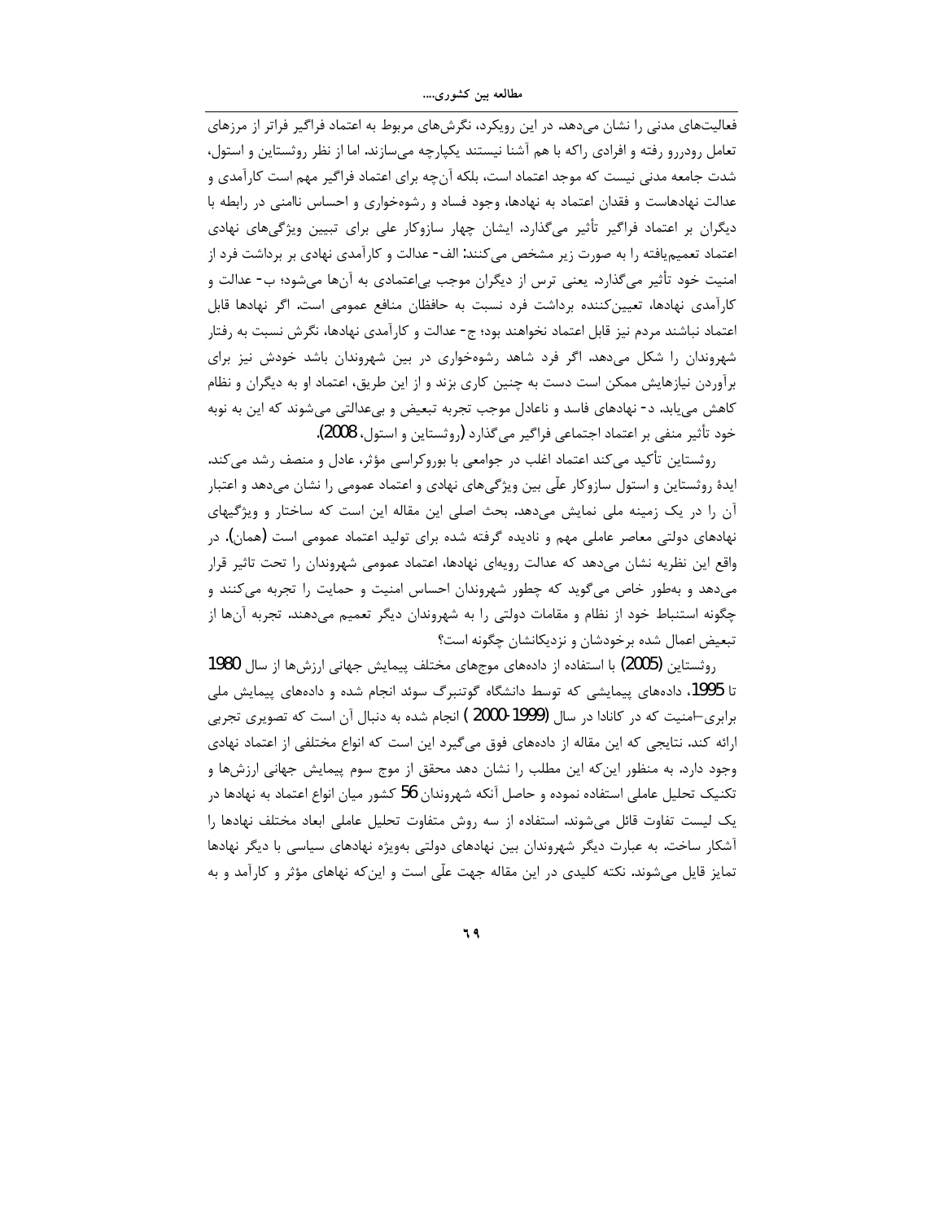فعالیت‌های مدنی را نشان می‌دهد. در این رویکرد، نگرش‌های مربوط به اعتماد فراگیر فراتر از مرزهای تعامل رودررو رفته و افرادی راکه با هم آشنا نیستند یکپارچه می‌سازند. اما از نظر روثستاین و استول، شدت جامعه مدنی نیست که موجد اعتماد است، بلکه آن‌چه برای اعتماد فراگیر مهم است کارآمدی و عدالت نهادهاست و فقدان اعتماد به نهادها، وجود فساد و رشوه‌خواری و احساس ناامنی در رابطه با دیگران بر اعتماد فراگیر تأثیر می‌گذارد. ایشان چهار سازوکار علی برای تبیین ویژگی‌های نهادی اعتماد تعمیم‌یافته را به صورت زیر مشخص می‌کنند: الف- عدالت و کارآمدی نهادی بر برداشت فرد از امنیت خود تأثیر می‌گذارد. یعنی ترس از دیگران موجب بی‌اعتمادی به آن‌ها می‌شود؛ ب- عدالت و کارآمدی نهادها، تعیین‌کننده برداشت فرد نسبت به حافظان منافع عمومی است. اگر نهادها قابل اعتماد نباشند مردم نیز قابل اعتماد نخواهند بود؛ ج- عدالت و کارآمدی نهادها، نگرش نسبت به رفتار شهروندان را شکل می‌دهد. اگر فرد شاهد رشوه‌خواری در بین شهروندان باشد خودش نیز برای برآوردن نیازهایش ممکن است دست به چنین کاری بزند و از این طریق، اعتماد او به دیگران و نظام کاهش می‌یابد. د- نهادهای فاسد و ناعادل موجب تجربه تبعیض و بی‌عدالتی می‌شوند که این به نوبه خود تأثیر منفی بر اعتماد اجتماعی فراگیر می‌گذارد (روثستاین و استول، 2008).

روثستاین تأکید می‌کند اعتماد اغلب در جوامعی با بوروکراسی مؤثر، عادل و منصف رشد می‌کند. ایدهٔ روثستاین و استول سازوکار علّی بین ویژگی‌های نهادی و اعتماد عمومی را نشان می‌دهد و اعتبار آن را در یک زمینه ملی نمایش می‌دهد. بحث اصلی این مقاله این است که ساختار و ویژگیهای نهادهای دولتی معاصر عاملی مهم و نادیده گرفته شده برای تولید اعتماد عمومی است (همان). در واقع این نظریه نشان می‌دهد که عدالت رویه‌ای نهادها، اعتماد عمومی شهروندان را تحت تاثیر قرار می‌دهد و به‌طور خاص می‌گوید که چطور شهروندان احساس امنیت و حمایت را تجربه می‌کنند و چگونه استنباط خود از نظام و مقامات دولتی را به شهروندان دیگر تعمیم می‌دهند. تجربه آن‌ها از تبعیض اعمال شده برخودشان و نزدیکانشان چگونه است؟

روثستاین (2005) با استفاده از داده‌های موج‌های مختلف پیمایش جهانی ارزش‌ها از سال 1980 تا 1995، داده‌های پیمایشی که توسط دانشگاه گوتنبرگ سوئد انجام شده و داده‌های پیمایش ملی برابری–امنیت که در کانادا در سال (1999-2000 ) انجام شده به دنبال آن است که تصویری تجربی ارائه کند. نتایجی که این مقاله از داده‌های فوق می‌گیرد این است که انواع مختلفی از اعتماد نهادی وجود دارد. به منظور این‌که این مطلب را نشان دهد محقق از موج سوم پیمایش جهانی ارزش‌ها و تکنیک تحلیل عاملی استفاده نموده و حاصل آنکه شهروندان 56 کشور میان انواع اعتماد به نهادها در یک لیست تفاوت قائل می‌شوند. استفاده از سه روش متفاوت تحلیل عاملی ابعاد مختلف نهادها را آشکار ساخت. به عبارت دیگر شهروندان بین نهادهای دولتی به‌ویژه نهادهای سیاسی با دیگر نهادها تمایز قایل می‌شوند. نکته کلیدی در این مقاله جهت علّی است و این‌که نهاهای مؤثر و کارآمد و به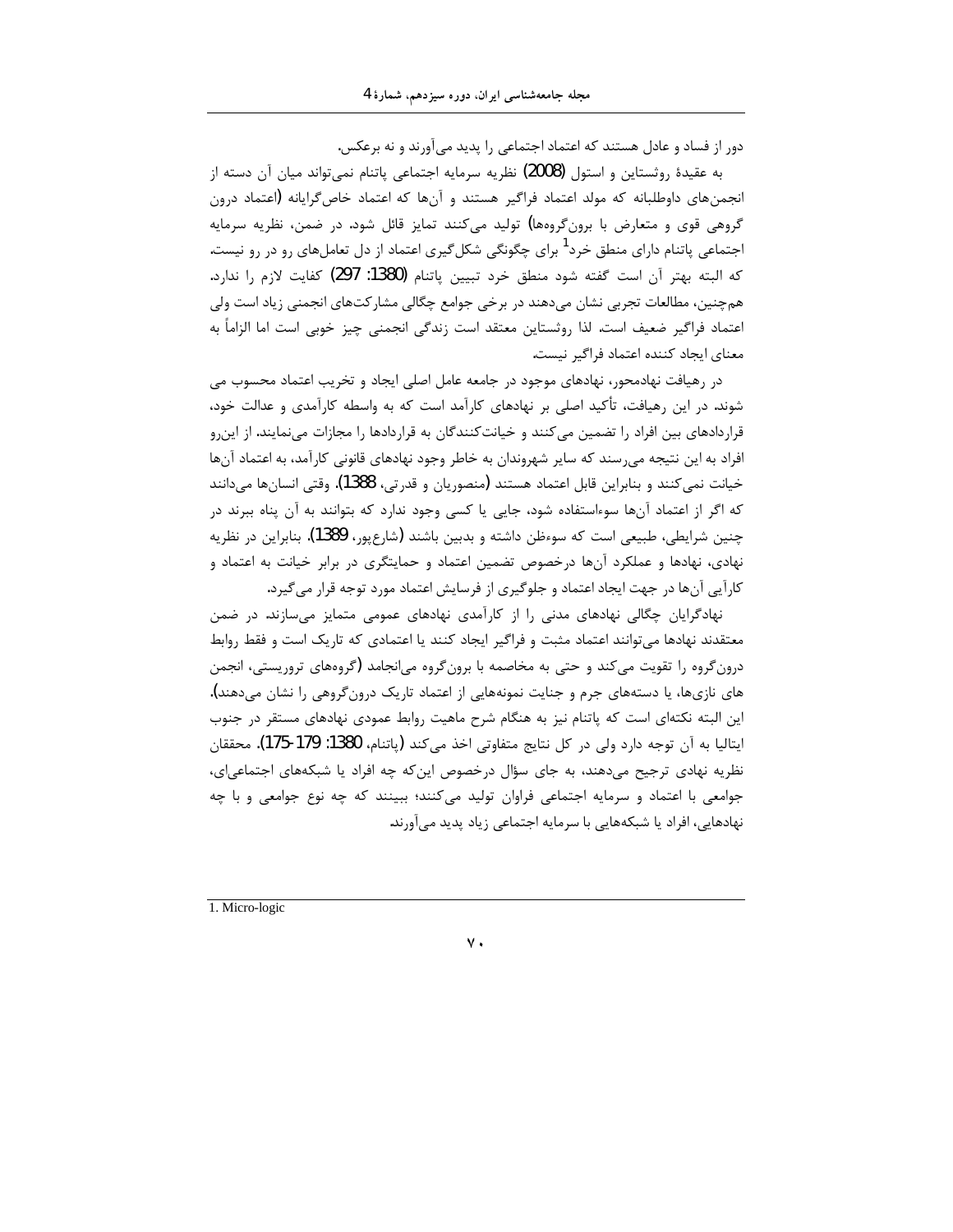دور از فساد و عادل هستند که اعتماد اجتماعی را پدید می‌آورند و نه برعکس.

به عقیدۀ روثستاین و استول (2008) نظریه سرمایه اجتماعی پاتنام نمی‌تواند میان آن دسته از انجمن‌های داوطلبانه که مولد اعتماد فراگیر هستند و آن‌ها که اعتماد خاص‌گرایانه (اعتماد درون گروهی قوی و متعارض با برون‌گروه‌ها) تولید می‌کنند تمایز قائل شود. در ضمن، نظریه سرمایه اجتماعی پاتنام دارای منطق خرد[1] برای چگونگی شکل‌گیری اعتماد از دل تعامل‌های رو در رو نیست. که البته بهتر آن است گفته شود منطق خرد تبیین پاتنام (1380: 297) کفایت لازم را ندارد. هم‌چنین، مطالعات تجربی نشان می‌دهند در برخی جوامع چگالی مشارکت‌های انجمنی زیاد است ولی اعتماد فراگیر ضعیف است. لذا روثستاین معتقد است زندگی انجمنی چیز خوبی است اما الزاماً به معنای ایجاد کننده اعتماد فراگیر نیست.

در رهیافت نهادمحور، نهادهای موجود در جامعه عامل اصلی ایجاد و تخریب اعتماد محسوب می شوند. در این رهیافت، تأکید اصلی بر نهادهای کارآمد است که به واسطه کارآمدی و عدالت خود، قراردادهای بین افراد را تضمین می‌کنند و خیانت‌کنندگان به قراردادها را مجازات می‌نمایند. از این‌رو افراد به این نتیجه می‌رسند که سایر شهروندان به خاطر وجود نهادهای قانونی کارآمد، به اعتماد آن‌ها خیانت نمی‌کنند و بنابراین قابل اعتماد هستند (منصوریان و قدرتی، 1388). وقتی انسان‌ها می‌دانند که اگر از اعتماد آن‌ها سوءاستفاده شود، جایی یا کسی وجود ندارد که بتوانند به آن پناه ببرند در چنین شرایطی، طبیعی است که سوءظن داشته و بدبین باشند (شارع‌پور، 1389). بنابراین در نظریه نهادی، نهادها و عملکرد آن‌ها درخصوص تضمین اعتماد و حمایتگری در برابر خیانت به اعتماد و کارآیی آن‌ها در جهت ایجاد اعتماد و جلوگیری از فرسایش اعتماد مورد توجه قرار می‌گیرد.

نهادگرایان چگالی نهادهای مدنی را از کارآمدی نهادهای عمومی متمایز می‌سازند. در ضمن معتقدند نهادها می‌توانند اعتماد مثبت و فراگیر ایجاد کنند یا اعتمادی که تاریک است و فقط روابط درون‌گروه را تقویت می‌کند و حتی به مخاصمه با برون‌گروه می‌انجامد (گروه‌های تروریستی، انجمن های نازی‌ها، یا دسته‌های جرم و جنایت نمونه‌هایی از اعتماد تاریک درون‌گروهی را نشان می‌دهند). این البته نکته‌ای است که پاتنام نیز به هنگام شرح ماهیت روابط عمودی نهادهای مستقر در جنوب ایتالیا به آن توجه دارد ولی در کل نتایج متفاوتی اخذ می‌کند (پاتنام، 1380: 179-175). محققان نظریه نهادی ترجیح می‌دهند، به جای سؤال درخصوص این‌که چه افراد یا شبکه‌های اجتماعی‌ای، جوامعی با اعتماد و سرمایه اجتماعی فراوان تولید می‌کنند؛ ببینند که چه نوع جوامعی و با چه نهادهایی، افراد یا شبکه‌هایی با سرمایه اجتماعی زیاد پدید می‌آورند.

1. Micro-logic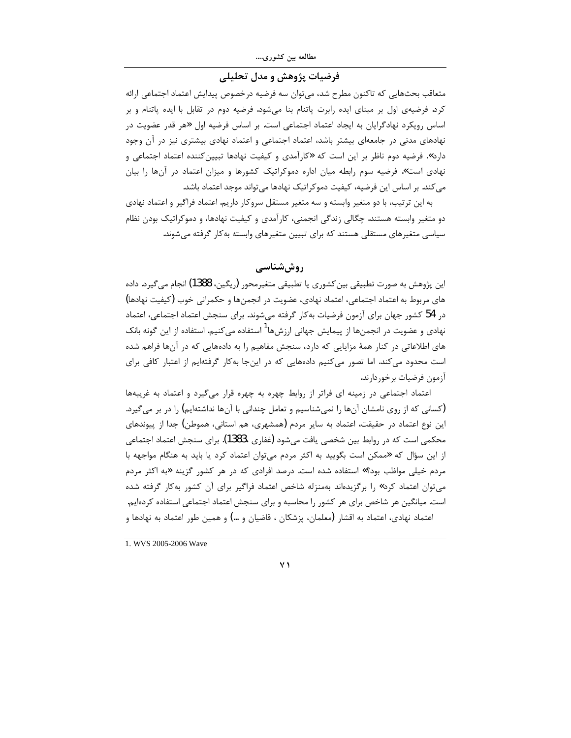## فرضیات پژوهش و مدل تحلیلی

متعاقب بحث‌هایی که تاکنون مطرح شد، می‌توان سه فرضیه درخصوص پیدایش اعتماد اجتماعی ارائه کرد. فرضیه‌ی اول بر مبنای ایده رابرت پاتنام بنا می‌شود. فرضیه دوم در تقابل با ایده پاتنام و بر اساس رویکرد نهادگرایان به ایجاد اعتماد اجتماعی است. بر اساس فرضیه اول «هر قدر عضویت در نهادهای مدنی در جامعه‌ای بیشتر باشد، اعتماد اجتماعی و اعتماد نهادی بیشتری نیز در آن وجود دارد». فرضیه دوم ناظر بر این است که «کارآمدی و کیفیت نهادها تبیین‌کننده اعتماد اجتماعی و نهادی است». فرضیه سوم رابطه میان اداره دموکراتیک کشورها و میزان اعتماد در آن‌ها را بیان می‌کند. بر اساس این فرضیه، کیفیت دموکراتیک نهادها می‌تواند موجد اعتماد باشد.

به این ترتیب، با دو متغیر وابسته و سه متغیر مستقل سروکار داریم. اعتماد فراگیر و اعتماد نهادی دو متغیر وابسته هستند. چگالی زندگی انجمنی، کارآمدی و کیفیت نهادها، و دموکراتیک بودن نظام سیاسی متغیرهای مستقلی هستند که برای تبیین متغیرهای وابسته به‌کار گرفته می‌شوند.

## روش‌شناسی

این پژوهش به صورت تطبیقی بین‌کشوری یا تطبیقی متغیرمحور (ریگین، 1388) انجام می‌گیرد. داده های مربوط به اعتماد اجتماعی، اعتماد نهادی، عضویت در انجمن‌ها و حکمرانی خوب (کیفیت نهادها) در 54 کشور جهان برای آزمون فرضیات به‌کار گرفته می‌شوند. برای سنجش اعتماد اجتماعی، اعتماد نهادی و عضویت در انجمن‌ها از پیمایش جهانی ارزش‌ها[1] استفاده می‌کنیم. استفاده از این گونه بانک های اطلاعاتی در کنار همهٔ مزایایی که دارد، سنجش مفاهیم را به داده‌هایی که در آن‌ها فراهم شده است محدود می‌کند. اما تصور می‌کنیم داده‌هایی که در این‌جا به‌کار گرفته‌ایم از اعتبار کافی برای آزمون فرضیات برخوردارند.

اعتماد اجتماعی در زمینه ای فراتر از روابط چهره به چهره قرار می‌گیرد و اعتماد به غریبه‌ها (کسانی که از روی نامشان آن‌ها را نمی‌شناسیم و تعامل چندانی با آن‌ها نداشته‌ایم) را در بر می‌گیرد. این نوع اعتماد در حقیقت، اعتماد به سایر مردم (همشهری، هم استانی، هموطن) جدا از پیوندهای محکمی است که در روابط بین شخصی یافت می‌شود (غفاری ،1383). برای سنجش اعتماد اجتماعی از این سؤال که «ممکن است بگویید به اکثر مردم می‌توان اعتماد کرد یا باید به هنگام مواجهه با مردم خیلی مواظب بود؟» استفاده شده است. درصد افرادی که در هر کشور گزینه «به اکثر مردم می‌توان اعتماد کرد» را برگزیده‌اند به‌منزله شاخص اعتماد فراگیر برای آن کشور به‌کار گرفته شده است. میانگین هر شاخص برای هر کشور را محاسبه و برای سنجش اعتماد اجتماعی استفاده کرده‌ایم.

اعتماد نهادی، اعتماد به اقشار (معلمان، پزشکان ، قاضیان و ...) و همین طور اعتماد به نهادها و

---

1. WVS 2005-2006 Wave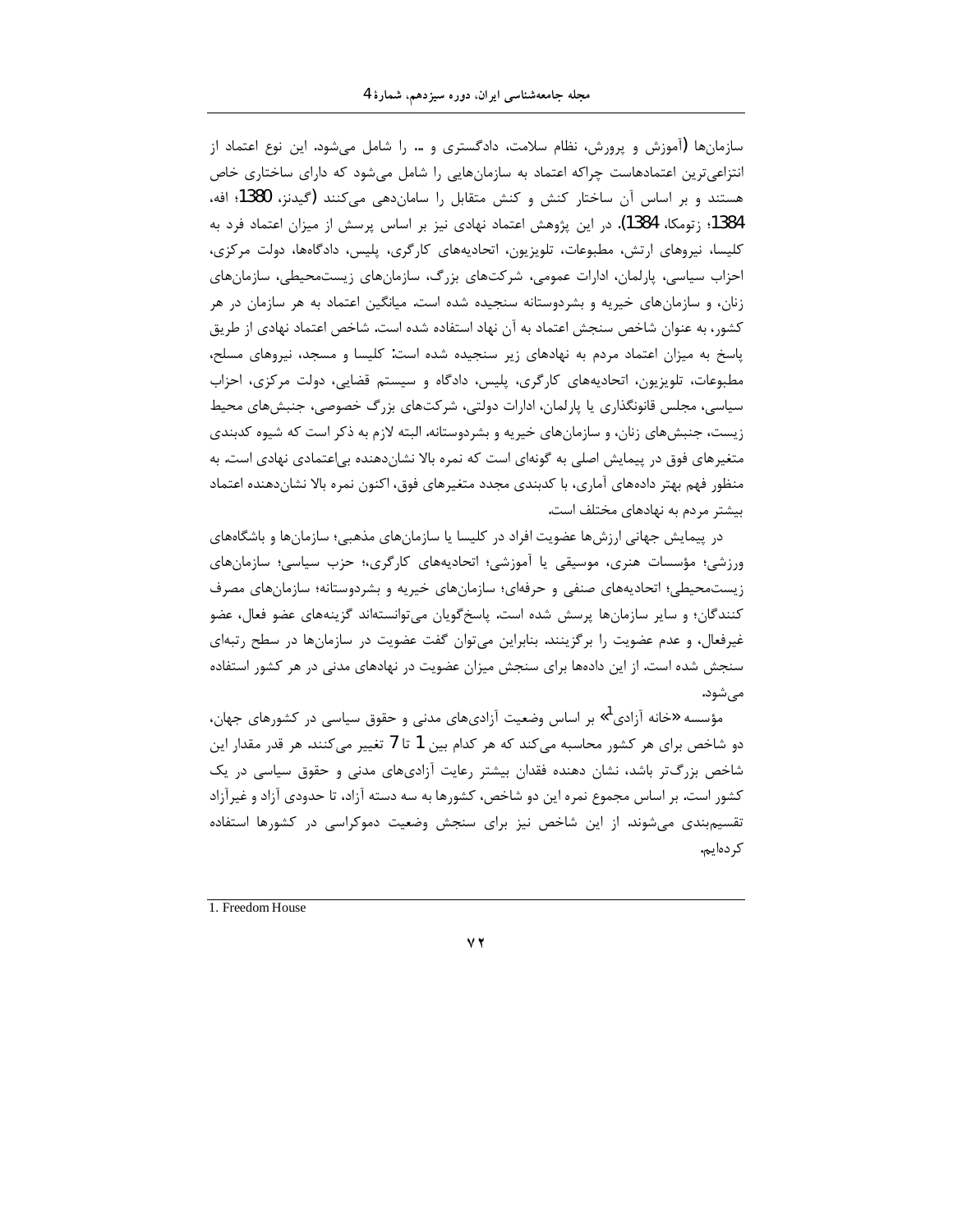سازمان‌ها (آموزش و پرورش، نظام سلامت، دادگستری و ...) را شامل می‌شود. این نوع اعتماد از انتزاعی‌ترین اعتمادهاست چراکه اعتماد به سازمان‌هایی را شامل می‌شود که دارای ساختاری خاص هستند و بر اساس آن ساختار کنش و کنش متقابل را سامان‌دهی می‌کنند (گیدنز، 1380؛ افه، 1384؛ زتومکا، 1384). در این پژوهش اعتماد نهادی نیز بر اساس پرسش از میزان اعتماد فرد به کلیسا، نیروهای ارتش، مطبوعات، تلویزیون، اتحادیه‌های کارگری، پلیس، دادگاه‌ها، دولت مرکزی، احزاب سیاسی، پارلمان، ادارات عمومی، شرکت‌های بزرگ، سازمان‌های زیست‌محیطی، سازمان‌های زنان، و سازمان‌های خیریه و بشردوستانه سنجیده شده است. میانگین اعتماد به هر سازمان در هر کشور، به عنوان شاخص سنجش اعتماد به آن نهاد استفاده شده است. شاخص اعتماد نهادی از طریق پاسخ به میزان اعتماد مردم به نهادهای زیر سنجیده شده است: کلیسا و مسجد، نیروهای مسلح، مطبوعات، تلویزیون، اتحادیه‌های کارگری، پلیس، دادگاه و سیستم قضایی، دولت مرکزی، احزاب سیاسی، مجلس قانونگذاری یا پارلمان، ادارات دولتی، شرکت‌های بزرگ خصوصی، جنبش‌های محیط زیست، جنبش‌های زنان، و سازمان‌های خیریه و بشردوستانه. البته لازم به ذکر است که شیوه کدبندی متغیرهای فوق در پیمایش اصلی به گونه‌ای است که نمره بالا نشان‌دهنده بی‌اعتمادی نهادی است. به منظور فهم بهتر داده‌های آماری، با کدبندی مجدد متغیرهای فوق، اکنون نمره بالا نشان‌دهنده اعتماد بیشتر مردم به نهادهای مختلف است.

در پیمایش جهانی ارزش‌ها عضویت افراد در کلیسا یا سازمان‌های مذهبی؛ سازمان‌ها و باشگاه‌های ورزشی؛ مؤسسات هنری، موسیقی یا آموزشی؛ اتحادیه‌های کارگری،؛ حزب سیاسی؛ سازمان‌های زیست‌محیطی؛ اتحادیه‌های صنفی و حرفه‌ای؛ سازمان‌های خیریه و بشردوستانه؛ سازمان‌های مصرف کنندگان؛ و سایر سازمان‌ها پرسش شده است. پاسخ‌گویان می‌توانسته‌اند گزینه‌های عضو فعال، عضو غیرفعال، و عدم عضویت را برگزینند. بنابراین می‌توان گفت عضویت در سازمان‌ها در سطح رتبه‌ای سنجش شده است. از این داده‌ها برای سنجش میزان عضویت در نهادهای مدنی در هر کشور استفاده می‌شود.

مؤسسه «خانه آزادی[1]» بر اساس وضعیت آزادی‌های مدنی و حقوق سیاسی در کشورهای جهان، دو شاخص برای هر کشور محاسبه می‌کند که هر کدام بین 1 تا 7 تغییر می‌کنند. هر قدر مقدار این شاخص بزرگ‌تر باشد، نشان دهنده فقدان بیشتر رعایت آزادی‌های مدنی و حقوق سیاسی در یک کشور است. بر اساس مجموع نمره این دو شاخص، کشورها به سه دسته آزاد، تا حدودی آزاد و غیرآزاد تقسیم‌بندی می‌شوند. از این شاخص نیز برای سنجش وضعیت دموکراسی در کشورها استفاده کرده‌ایم.

---

1. Freedom House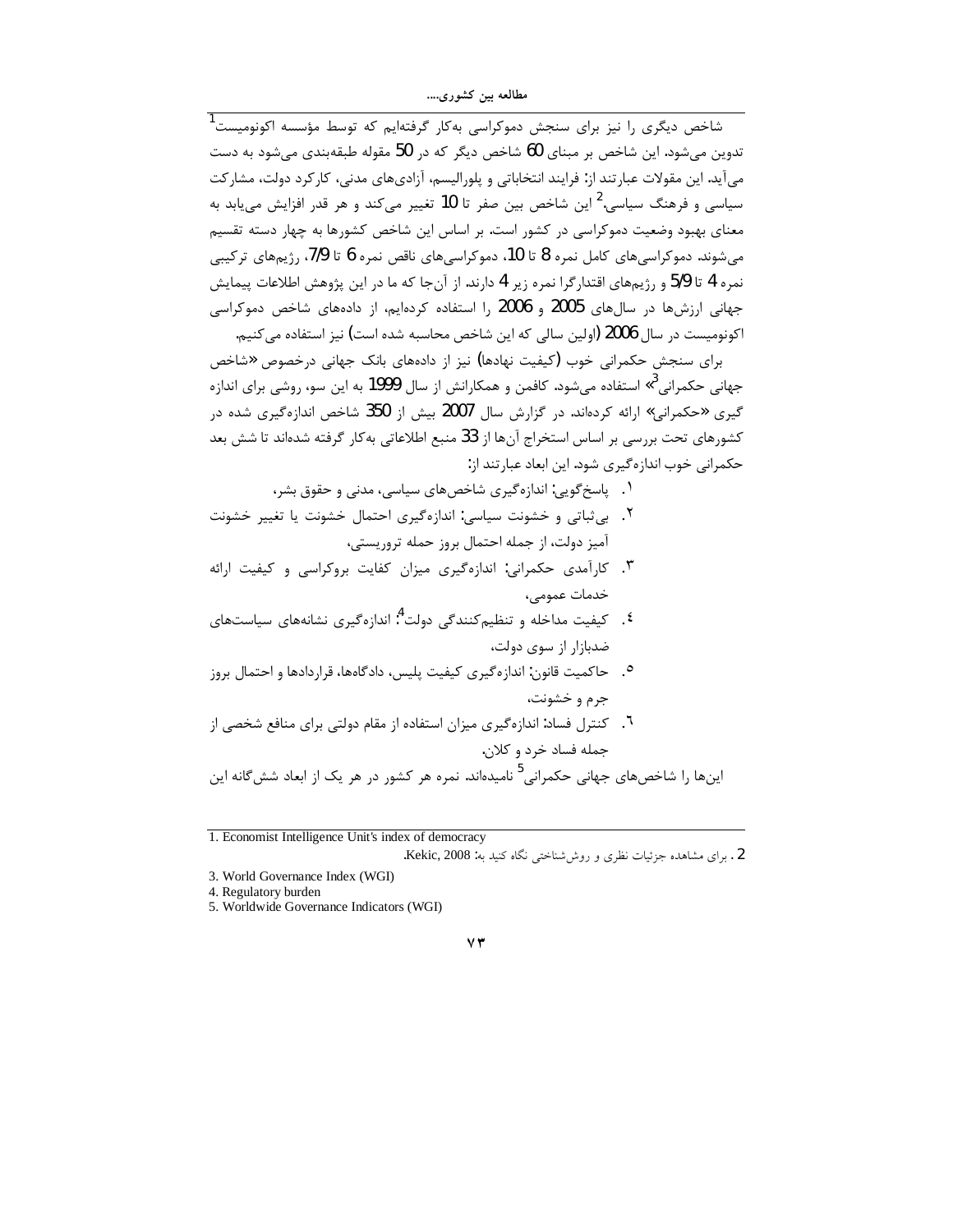شاخص دیگری را نیز برای سنجش دموکراسی به‌کار گرفته‌ایم که توسط مؤسسه اکونومیست[1] تدوین می‌شود. این شاخص بر مبنای 60 شاخص دیگر که در 50 مقوله طبقه‌بندی می‌شود به دست می‌آید. این مقولات عبارتند از: فرایند انتخاباتی و پلورالیسم، آزادی‌های مدنی، کارکرد دولت، مشارکت سیاسی و فرهنگ سیاسی.[2] این شاخص بین صفر تا 10 تغییر می‌کند و هر قدر افزایش می‌یابد به معنای بهبود وضعیت دموکراسی در کشور است. بر اساس این شاخص کشورها به چهار دسته تقسیم می‌شوند. دموکراسی‌های کامل نمره 8 تا 10، دموکراسی‌های ناقص نمره 6 تا 7/9، رژیم‌های ترکیبی نمره 4 تا 5/9 و رژیم‌های اقتدارگرا نمره زیر 4 دارند. از آن‌جا که ما در این پژوهش اطلاعات پیمایش جهانی ارزش‌ها در سال‌های 2005 و 2006 را استفاده کرده‌ایم، از داده‌های شاخص دموکراسی اکونومیست در سال 2006 (اولین سالی که این شاخص محاسبه شده است) نیز استفاده می‌کنیم.

برای سنجش حکمرانی خوب (کیفیت نهادها) نیز از داده‌های بانک جهانی درخصوص «شاخص جهانی حکمرانی[3]» استفاده می‌شود. کافمن و همکارانش از سال 1999 به این سو، روشی برای اندازه گیری «حکمرانی» ارائه کرده‌اند. در گزارش سال 2007 بیش از 350 شاخص اندازه‌گیری شده در کشورهای تحت بررسی بر اساس استخراج آن‌ها از 33 منبع اطلاعاتی به‌کار گرفته شده‌اند تا شش بعد حکمرانی خوب اندازه‌گیری شود. این ابعاد عبارتند از:

۱. پاسخ‌گویی: اندازه‌گیری شاخص‌های سیاسی، مدنی و حقوق بشر،

۲. بی‌ثباتی و خشونت سیاسی: اندازه‌گیری احتمال خشونت یا تغییر خشونت آمیز دولت، از جمله احتمال بروز حمله تروریستی،

۳. کارآمدی حکمرانی: اندازه‌گیری میزان کفایت بروکراسی و کیفیت ارائه خدمات عمومی،

۴. کیفیت مداخله و تنظیم‌کنندگی دولت[4]: اندازه‌گیری نشانه‌های سیاست‌های ضدبازار از سوی دولت،

۵. حاکمیت قانون: اندازه‌گیری کیفیت پلیس، دادگاه‌ها، قراردادها و احتمال بروز جرم و خشونت،

۶. کنترل فساد: اندازه‌گیری میزان استفاده از مقام دولتی برای منافع شخصی از جمله فساد خرد و کلان.

این‌ها را شاخص‌های جهانی حکمرانی[5] نامیده‌اند. نمره هر کشور در هر یک از ابعاد شش‌گانه این

---

1. Economist Intelligence Unit's index of democracy

2. برای مشاهده جزئیات نظری و روش‌شناختی نگاه کنید به: Kekic, 2008.

3. World Governance Index (WGI)

4. Regulatory burden

5. Worldwide Governance Indicators (WGI)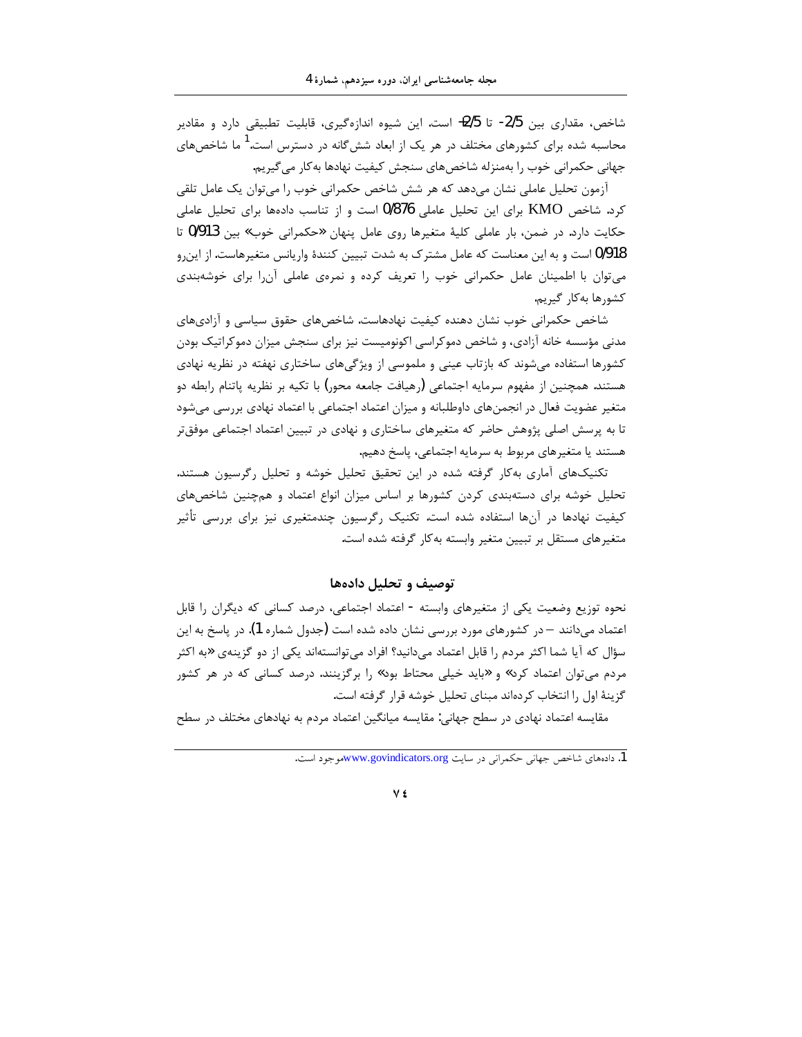شاخص، مقداری بین 2/5- تا 2/5+ است. این شیوه اندازه‌گیری، قابلیت تطبیقی دارد و مقادیر محاسبه شده برای کشورهای مختلف در هر یک از ابعاد شش‌گانه در دسترس است.[1] ما شاخص‌های جهانی حکمرانی خوب را به‌منزله شاخص‌های سنجش کیفیت نهادها به‌کار می‌گیریم.

آزمون تحلیل عاملی نشان می‌دهد که هر شش شاخص حکمرانی خوب را می‌توان یک عامل تلقی کرد. شاخص KMO برای این تحلیل عاملی 0/876 است و از تناسب داده‌ها برای تحلیل عاملی حکایت دارد. در ضمن، بار عاملی کلیهٔ متغیرها روی عامل پنهان «حکمرانی خوب» بین 0/913 تا 0/918 است و به این معناست که عامل مشترک به شدت تبیین کنندهٔ واریانس متغیرهاست. از این‌رو می‌توان با اطمینان عامل حکمرانی خوب را تعریف کرده و نمره‌ی عاملی آن‌را برای خوشه‌بندی کشورها به‌کار گیریم.

شاخص حکمرانی خوب نشان دهنده کیفیت نهادهاست. شاخص‌های حقوق سیاسی و آزادی‌های مدنی مؤسسه خانه آزادی، و شاخص دموکراسی اکونومیست نیز برای سنجش میزان دموکراتیک بودن کشورها استفاده می‌شوند که بازتاب عینی و ملموسی از ویژگی‌های ساختاری نهفته در نظریه نهادی هستند. همچنین از مفهوم سرمایه اجتماعی (رهیافت جامعه محور) با تکیه بر نظریه پاتنام رابطه دو متغیر عضویت فعال در انجمن‌های داوطلبانه و میزان اعتماد اجتماعی با اعتماد نهادی بررسی می‌شود تا به پرسش اصلی پژوهش حاضر که متغیرهای ساختاری و نهادی در تبیین اعتماد اجتماعی موفق‌تر هستند یا متغیرهای مربوط به سرمایه اجتماعی، پاسخ دهیم.

تکنیک‌های آماری به‌کار گرفته شده در این تحقیق تحلیل خوشه و تحلیل رگرسیون هستند. تحلیل خوشه برای دسته‌بندی کردن کشورها بر اساس میزان انواع اعتماد و هم‌چنین شاخص‌های کیفیت نهادها در آن‌ها استفاده شده است. تکنیک رگرسیون چندمتغیری نیز برای بررسی تأثیر متغیرهای مستقل بر تبیین متغیر وابسته به‌کار گرفته شده است.

## توصیف و تحلیل داده‌ها

نحوه توزیع وضعیت یکی از متغیرهای وابسته - اعتماد اجتماعی، درصد کسانی که دیگران را قابل اعتماد می‌دانند – در کشورهای مورد بررسی نشان داده شده است (جدول شماره 1). در پاسخ به این سؤال که آیا شما اکثر مردم را قابل اعتماد می‌دانید؟ افراد می‌توانسته‌اند یکی از دو گزینه‌ی «به اکثر مردم می‌توان اعتماد کرد» و «باید خیلی محتاط بود» را برگزینند. درصد کسانی که در هر کشور گزینهٔ اول را انتخاب کرده‌اند مبنای تحلیل خوشه قرار گرفته است.

مقایسه اعتماد نهادی در سطح جهانی: مقایسه میانگین اعتماد مردم به نهادهای مختلف در سطح

---

1. داده‌های شاخص جهانی حکمرانی در سایت www.govindicators.org موجود است.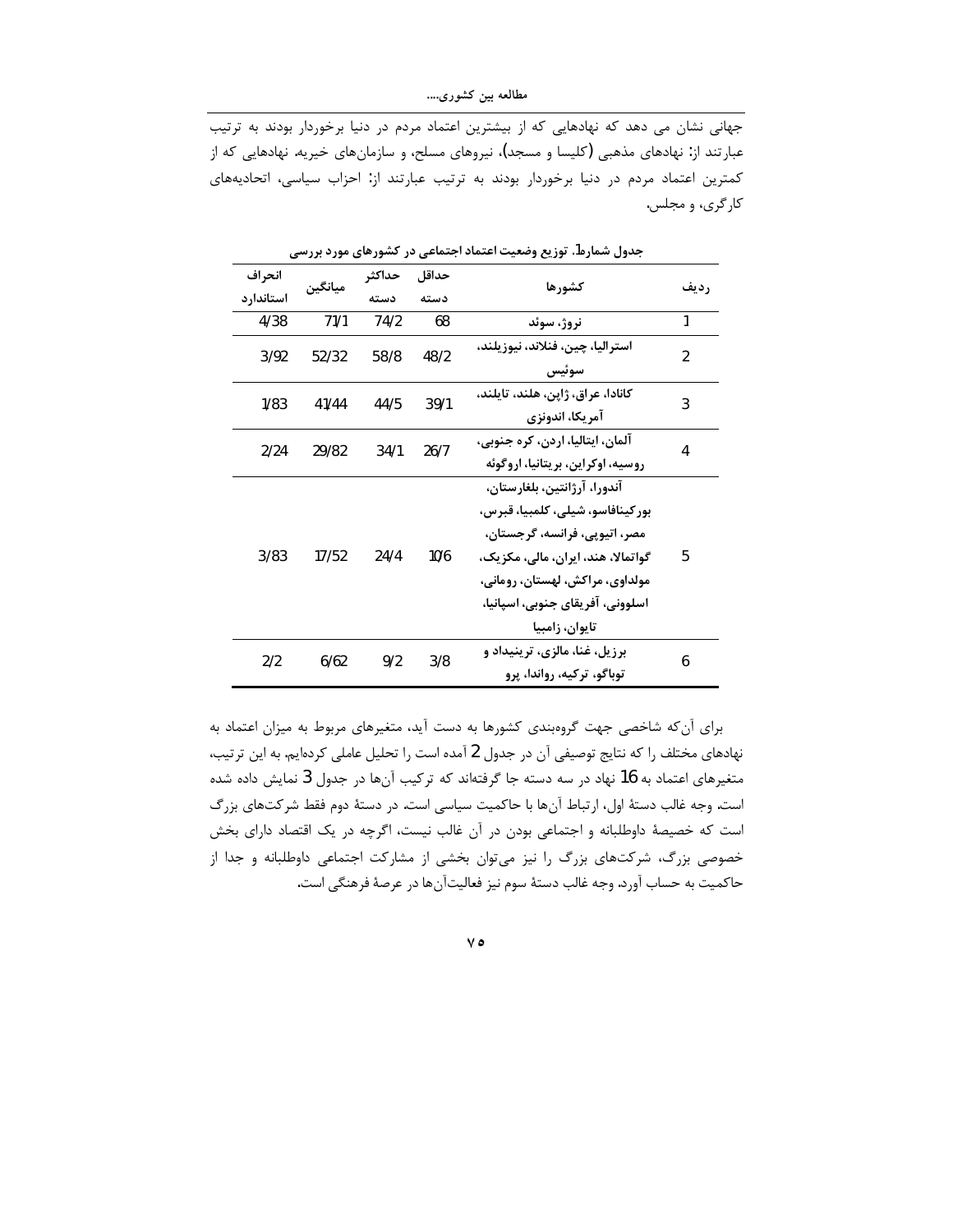جهانی نشان می دهد که نهادهایی که از بیشترین اعتماد مردم در دنیا برخوردار بودند به ترتیب عبارتند از: نهادهای مذهبی (کلیسا و مسجد)، نیروهای مسلح، و سازمان‌های خیریه. نهادهایی که از کمترین اعتماد مردم در دنیا برخوردار بودند به ترتیب عبارتند از: احزاب سیاسی، اتحادیه‌های کارگری، و مجلس.

جدول شمارهٔ1. توزیع وضعیت اعتماد اجتماعی در کشورهای مورد بررسی

| ردیف | کشورها | حداقل دسته | حداکثر دسته | میانگین | انحراف استاندارد |
|---|---|---|---|---|---|
| 1 | نروژ، سوئد | 68 | 74/2 | 71/1 | 4/38 |
| 2 | استرالیا، چین، فنلاند، نیوزیلند، سوئیس | 48/2 | 58/8 | 52/32 | 3/92 |
| 3 | کانادا، عراق، ژاپن، هلند، تایلند، آمریکا، اندونزی | 39/1 | 44/5 | 41/44 | 1/83 |
| 4 | آلمان، ایتالیا، اردن، کره جنوبی، روسیه، اوکراین، بریتانیا، اروگوئه | 26/7 | 34/1 | 29/82 | 2/24 |
| 5 | آندورا، آرژانتین، بلغارستان، بورکینافاسو، شیلی، کلمبیا، قبرس، مصر، اتیوپی، فرانسه، گرجستان، گواتمالا، هند، ایران، مالی، مکزیک، مولداوی، مراکش، لهستان، رومانی، اسلوونی، آفریقای جنوبی، اسپانیا، تایوان، زامبیا | 10/6 | 24/4 | 17/52 | 3/83 |
| 6 | برزیل، غنا، مالزی، ترینیداد و توباگو، ترکیه، رواندا، پرو | 3/8 | 9/2 | 6/62 | 2/2 |

برای آن‌که شاخصی جهت گروه‌بندی کشورها به دست آید، متغیرهای مربوط به میزان اعتماد به نهادهای مختلف را که نتایج توصیفی آن در جدول 2 آمده است را تحلیل عاملی کرده‌ایم. به این ترتیب، متغیرهای اعتماد به 16 نهاد در سه دسته جا گرفته‌اند که ترکیب آن‌ها در جدول 3 نمایش داده شده است. وجه غالب دستهٔ اول، ارتباط آن‌ها با حاکمیت سیاسی است. در دستهٔ دوم فقط شرکت‌های بزرگ است که خصیصهٔ داوطلبانه و اجتماعی بودن در آن غالب نیست، اگرچه در یک اقتصاد دارای بخش خصوصی بزرگ، شرکت‌های بزرگ را نیز می‌توان بخشی از مشارکت اجتماعی داوطلبانه و جدا از حاکمیت به حساب آورد. وجه غالب دستهٔ سوم نیز فعالیت‌آن‌ها در عرصهٔ فرهنگی است.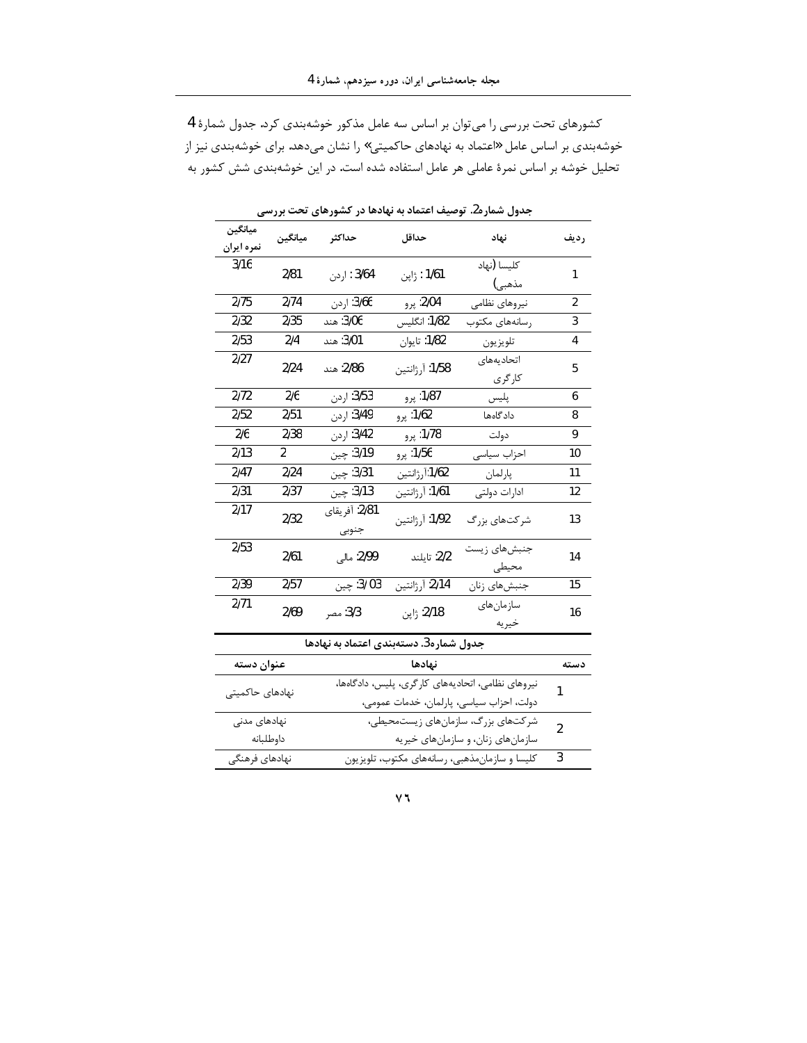کشورهای تحت بررسی را می‌توان بر اساس سه عامل مذکور خوشه‌بندی کرد. جدول شمارهٔ 4 خوشه‌بندی بر اساس عامل «اعتماد به نهادهای حاکمیتی» را نشان می‌دهد. برای خوشه‌بندی نیز از تحلیل خوشه بر اساس نمرهٔ عاملی هر عامل استفاده شده است. در این خوشه‌بندی شش کشور به

**جدول شمارهٔ2. توصیف اعتماد به نهادها در کشورهای تحت بررسی**

| ردیف | نهاد | حداقل | حداکثر | میانگین | میانگین نمره ایران |
|---|---|---|---|---|---|
| 1 | کلیسا (نهاد مذهبی) | 1/61 : ژاپن | 3/64 : اردن | 2/81 | 3/16 |
| 2 | نیروهای نظامی | 2/04: پرو | 3/66: اردن | 2/74 | 2/75 |
| 3 | رسانه‌های مکتوب | 1/82: انگلیس | 3/06: هند | 2/35 | 2/32 |
| 4 | تلویزیون | 1/82: تایوان | 3/01: هند | 2/4 | 2/53 |
| 5 | اتحادیه‌های کارگری | 1/58: آرژانتین | 2/86: هند | 2/24 | 2/27 |
| 6 | پلیس | 1/87: پرو | 3/53: اردن | 2/6 | 2/72 |
| 8 | دادگاه‌ها | 1/62: پرو | 3/49: اردن | 2/51 | 2/52 |
| 9 | دولت | 1/78: پرو | 3/42: اردن | 2/38 | 2/6 |
| 10 | احزاب سیاسی | 1/56: پرو | 3/19: چین | 2 | 2/13 |
| 11 | پارلمان | 1/62:آرژانتین | 3/31: چین | 2/24 | 2/47 |
| 12 | ادارات دولتی | 1/61: آرژانتین | 3/13: چین | 2/37 | 2/31 |
| 13 | شرکت‌های بزرگ | 1/92: آرژانتین | 2/81: آفریقای جنوبی | 2/32 | 2/17 |
| 14 | جنبش‌های زیست محیطی | 2/2: تایلند | 2/99: مالی | 2/61 | 2/53 |
| 15 | جنبش‌های زنان | 2/14: آرژانتین | 3/ 03: چین | 2/57 | 2/39 |
| 16 | سازمان‌های خیریه | 2/18: ژاپن | 3/3: مصر | 2/69 | 2/71 |

**جدول شمارهٔ3. دسته‌بندی اعتماد به نهادها**

| دسته | نهادها | عنوان دسته |
|---|---|---|
| 1 | نیروهای نظامی، اتحادیه‌های کارگری، پلیس، دادگاه‌ها، دولت، احزاب سیاسی، پارلمان، خدمات عمومی، | نهادهای حاکمیتی |
| 2 | شرکت‌های بزرگ، سازمان‌های زیست‌محیطی، سازمان‌های زنان، و سازمان‌های خیریه | نهادهای مدنی داوطلبانه |
| 3 | کلیسا و سازمان‌مذهبی، رسانه‌های مکتوب، تلویزیون | نهادهای فرهنگی |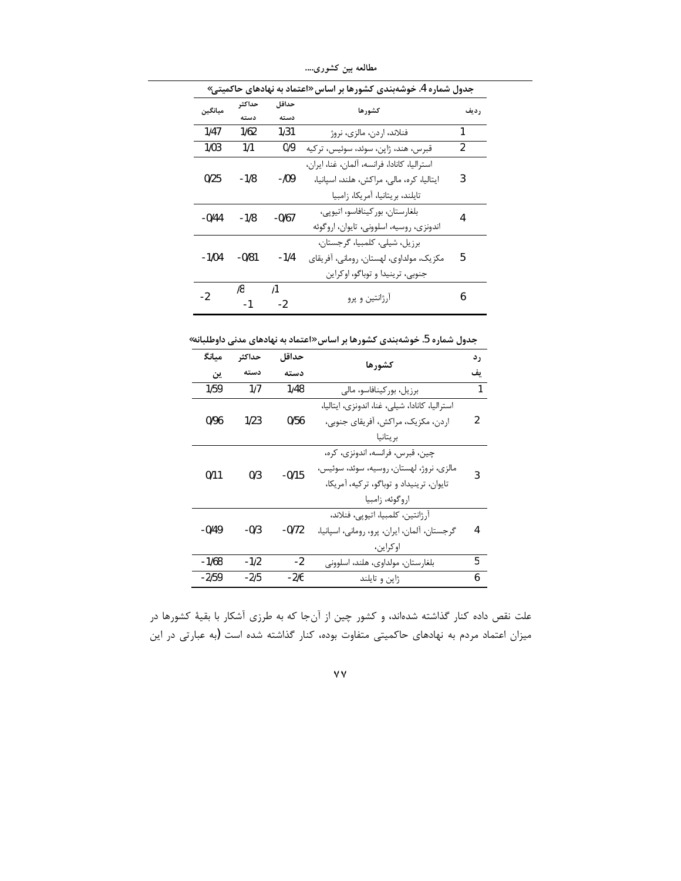**جدول شماره 4. خوشه‌بندی کشورها بر اساس «اعتماد به نهادهای حاکمیتی»**

| ردیف | کشورها | حداقل دسته | حداکثر دسته | میانگین |
|---|---|---|---|---|
| 1 | فنلاند، اردن، مالزی، نروژ | 1/31 | 1/62 | 1/47 |
| 2 | قبرس، هند، ژاپن، سوئد، سوئیس، ترکیه | 0/9 | 1/1 | 1/03 |
| 3 | استرالیا، کانادا، فرانسه، آلمان، غنا، ایران، ایتالیا، کره، مالی، مراکش، هلند، اسپانیا، تایلند، بریتانیا، آمریکا، زامبیا | -/09 | -1/8 | 0/25 |
| 4 | بلغارستان، بورکینافاسو، اتیوپی، اندونزی، روسیه، اسلوونی، تایوان، اروگوئه | -0/67 | -1/8 | -0/44 |
| 5 | برزیل، شیلی، کلمبیا، گرجستان، مکزیک، مولداوی، لهستان، رومانی، آفریقای جنوبی، ترینیدا و توباگو، اوکراین | -1/4 | -0/81 | -1/04 |
| 6 | آرژانتین و پرو | /1 -2 | /8 -1 | -2 |

**جدول شماره 5. خوشه‌بندی کشورها بر اساس «اعتماد به نهادهای مدنی داوطلبانه»**

| ردیف | کشورها | حداقل دسته | حداکثر دسته | میانگین |
|---|---|---|---|---|
| 1 | برزیل، بورکینافاسو، مالی | 1/48 | 1/7 | 1/59 |
| 2 | استرالیا، کانادا، شیلی، غنا، اندونزی، ایتالیا، اردن، مکزیک، مراکش، آفریقای جنوبی، بریتانیا | 0/56 | 1/23 | 0/96 |
| 3 | چین، قبرس، فرانسه، اندونزی، کره، مالزی، نروژ، لهستان، روسیه، سوئد، سوئیس، تایوان، ترینیداد و توباگو، ترکیه، آمریکا، اروگوئه، زامبیا | -0/15 | 0/3 | 0/11 |
| 4 | آرژانتین، کلمبیا، اتیوپی، فنلاند، گرجستان، آلمان، ایران، پرو، رومانی، اسپانیا، اوکراین، | -0/72 | -0/3 | -0/49 |
| 5 | بلغارستان، مولداوی، هلند، اسلوونی | -2 | -1/2 | -1/68 |
| 6 | ژاپن و تایلند | -2/6 | -2/5 | -2/59 |

علت نقص داده کنار گذاشته شده‌اند، و کشور چین از آن‌جا که به طرزی آشکار با بقیهٔ کشورها در میزان اعتماد مردم به نهادهای حاکمیتی متفاوت بوده، کنار گذاشته شده است (به عبارتی در این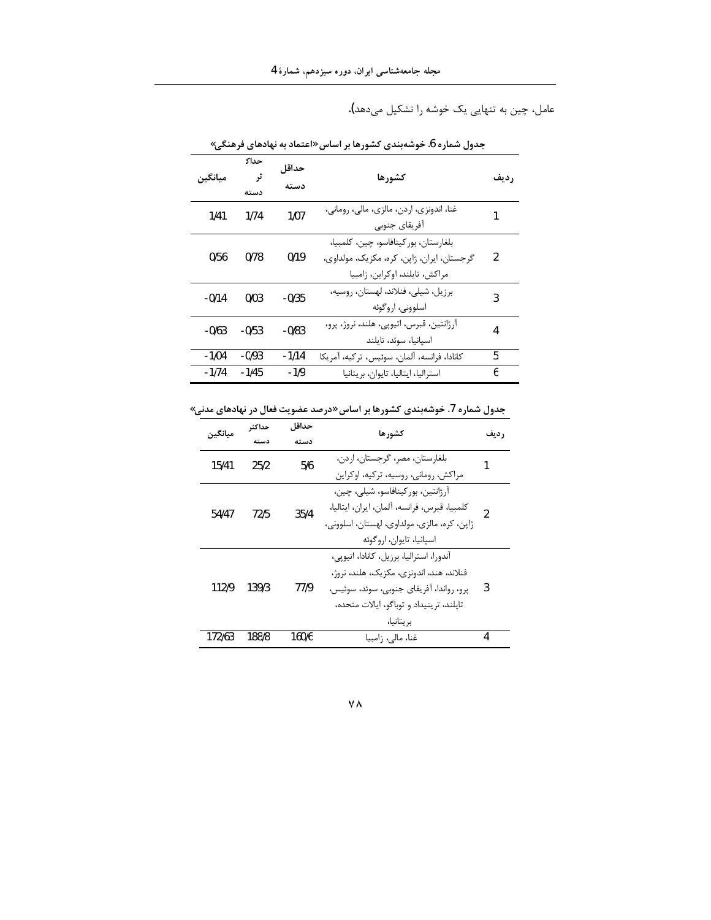عامل، چین به تنهایی یک خوشه را تشکیل می‌دهد).

**جدول شماره 6. خوشه‌بندی کشورها بر اساس «اعتماد به نهادهای فرهنگی»**

| ردیف | کشورها | حداقل دسته | حداکثر دسته | میانگین |
|---|---|---|---|---|
| 1 | غنا، اندونزی، اردن، مالزی، مالی، رومانی، آفریقای جنوبی | 1/07 | 1/74 | 1/41 |
| 2 | بلغارستان، بورکینافاسو، چین، کلمبیا، گرجستان، ایران، ژاپن، کره، مکزیک، مولداوی، مراکش، تایلند، اوکراین، زامبیا | 0/19 | 0/78 | 0/56 |
| 3 | برزیل، شیلی، فنلاند، لهستان، روسیه، اسلوونی، اروگوئه | -0/35 | 0/03 | -0/14 |
| 4 | آرژانتین، قبرس، اتیوپی، هلند، نروژ، پرو، اسپانیا، سوئد، تایلند | -0/83 | -0/53 | -0/63 |
| 5 | کانادا، فرانسه، آلمان، سوئیس، ترکیه، آمریکا | -1/14 | -0/93 | -1/04 |
| 6 | استرالیا، ایتالیا، تایوان، بریتانیا | -1/9 | -1/45 | -1/74 |

**جدول شماره 7. خوشه‌بندی کشورها بر اساس «درصد عضویت فعال در نهادهای مدنی»**

| ردیف | کشورها | حداقل دسته | حداکثر دسته | میانگین |
|---|---|---|---|---|
| 1 | بلغارستان، مصر، گرجستان، اردن، مراکش، رومانی، روسیه، ترکیه، اوکراین | 5/6 | 25/2 | 15/41 |
| 2 | آرژانتین، بورکینافاسو، شیلی، چین، کلمبیا، قبرس، فرانسه، آلمان، ایران، ایتالیا، ژاپن، کره، مالزی، مولداوی، لهستان، اسلوونی، اسپانیا، تایوان، اروگوئه | 35/4 | 72/5 | 54/47 |
| 3 | آندورا، استرالیا، برزیل، کانادا، اتیوپی، فنلاند، هند، اندونزی، مکزیک، هلند، نروژ، پرو، رواندا، آفریقای جنوبی، سوئد، سوئیس، تایلند، ترینیداد و توباگو، ایالات متحده، بریتانیا، | 77/9 | 139/3 | 112/9 |
| 4 | غنا، مالی، زامبیا | 160/6 | 188/8 | 172/63 |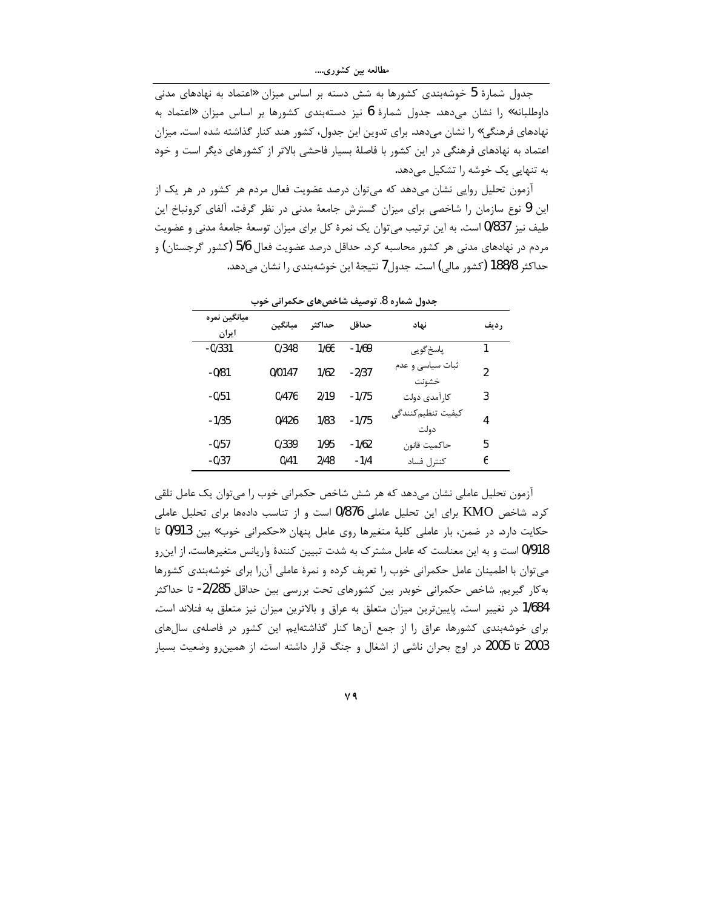جدول شمارهٔ 5 خوشه‌بندی کشورها به شش دسته بر اساس میزان «اعتماد به نهادهای مدنی داوطلبانه» را نشان می‌دهد. جدول شمارهٔ 6 نیز دسته‌بندی کشورها بر اساس میزان «اعتماد به نهادهای فرهنگی» را نشان می‌دهد. برای تدوین این جدول، کشور هند کنار گذاشته شده است. میزان اعتماد به نهادهای فرهنگی در این کشور با فاصلهٔ بسیار فاحشی بالاتر از کشورهای دیگر است و خود به تنهایی یک خوشه را تشکیل می‌دهد.

آزمون تحلیل روایی نشان می‌دهد که می‌توان درصد عضویت فعال مردم هر کشور در هر یک از این 9 نوع سازمان را شاخصی برای میزان گسترش جامعهٔ مدنی در نظر گرفت. آلفای کرونباخ این طیف نیز 0/837 است. به این ترتیب می‌توان یک نمرهٔ کل برای میزان توسعهٔ جامعهٔ مدنی و عضویت مردم در نهادهای مدنی هر کشور محاسبه کرد. حداقل درصد عضویت فعال 5/6 (کشور گرجستان) و حداکثر 188/8 (کشور مالی) است. جدول7 نتیجهٔ این خوشه‌بندی را نشان می‌دهد.

**جدول شماره 8. توصیف شاخص‌های حکمرانی خوب**

| ردیف | نهاد | حداقل | حداکثر | میانگین | میانگین نمره ایران |
|---|---|---|---|---|---|
| 1 | پاسخ‌گویی | -1/69 | 1/66 | 0/348 | -0/331 |
| 2 | ثبات سیاسی و عدم خشونت | -2/37 | 1/62 | 0/0147 | -0/81 |
| 3 | کارآمدی دولت | -1/75 | 2/19 | 0/476 | -0/51 |
| 4 | کیفیت تنظیم‌کنندگی دولت | -1/75 | 1/83 | 0/426 | -1/35 |
| 5 | حاکمیت قانون | -1/62 | 1/95 | 0/339 | -0/57 |
| 6 | کنترل فساد | -1/4 | 2/48 | 0/41 | -0/37 |

آزمون تحلیل عاملی نشان می‌دهد که هر شش شاخص حکمرانی خوب را می‌توان یک عامل تلقی کرد. شاخص KMO برای این تحلیل عاملی 0/876 است و از تناسب داده‌ها برای تحلیل عاملی حکایت دارد. در ضمن، بار عاملی کلیهٔ متغیرها روی عامل پنهان «حکمرانی خوب» بین 0/913 تا 0/918 است و به این معناست که عامل مشترک به شدت تبیین کنندهٔ واریانس متغیرهاست. از این‌رو می‌توان با اطمینان عامل حکمرانی خوب را تعریف کرده و نمرهٔ عاملی آن‌را برای خوشه‌بندی کشورها به‌کار گیریم. شاخص حکمرانی خوبدر بین کشورهای تحت بررسی بین حداقل 2/285- تا حداکثر 1/684 در تغییر است. پایین‌ترین میزان متعلق به عراق و بالاترین میزان نیز متعلق به فنلاند است. برای خوشه‌بندی کشورها، عراق را از جمع آن‌ها کنار گذاشته‌ایم. این کشور در فاصله‌ی سال‌های 2003 تا 2005 در اوج بحران ناشی از اشغال و جنگ قرار داشته است. از همین‌رو وضعیت بسیار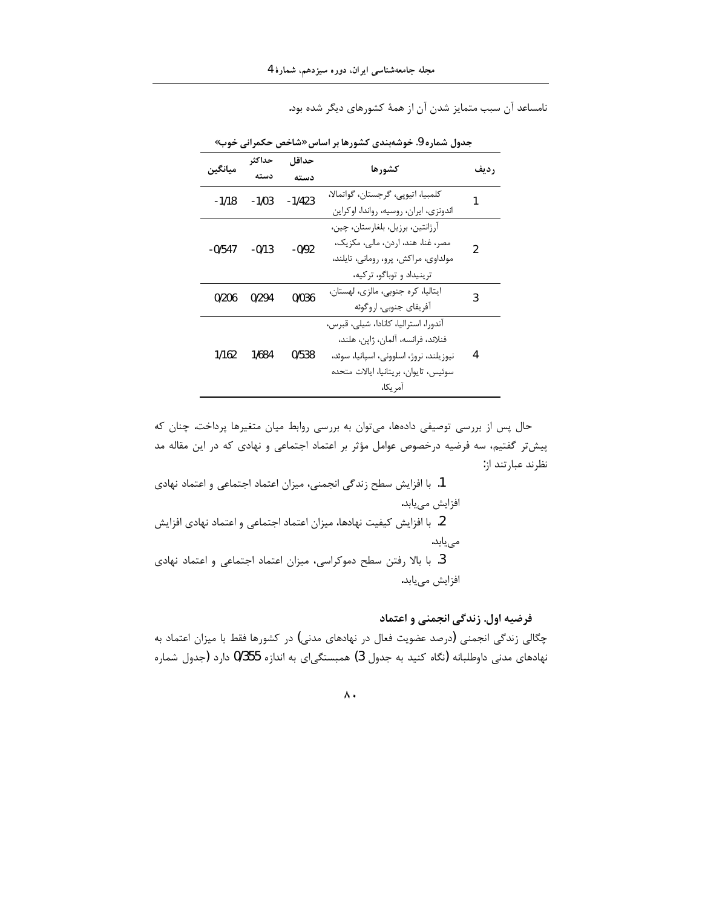نامساعد آن سبب متمایز شدن آن از همهٔ کشورهای دیگر شده بود.

**جدول شماره 9. خوشه‌بندی کشورها بر اساس «شاخص حکمرانی خوب»**

| ردیف | کشورها | حداقل دسته | حداکثر دسته | میانگین |
|---|---|---|---|---|
| 1 | کلمبیا، اتیوپی، گرجستان، گواتمالا، اندونزی، ایران، روسیه، رواندا، اوکراین | -1/423 | -1/03 | -1/18 |
| 2 | آرژانتین، برزیل، بلغارستان، چین، مصر، غنا، هند، اردن، مالی، مکزیک، مولداوی، مراکش، پرو، رومانی، تایلند، ترینیداد و توباگو، ترکیه، | -0/92 | -0/13 | -0/547 |
| 3 | ایتالیا، کره جنوبی، مالزی، لهستان، آفریقای جنوبی، اروگوئه | 0/036 | 0/294 | 0/206 |
| 4 | آندورا، استرالیا، کانادا، شیلی، قبرس، فنلاند، فرانسه، آلمان، ژاپن، هلند، نیوزیلند، نروژ، اسلوونی، اسپانیا، سوئد، سوئیس، تایوان، بریتانیا، ایالات متحده آمریکا، | 0/538 | 1/684 | 1/162 |

حال پس از بررسی توصیفی داده‌ها، می‌توان به بررسی روابط میان متغیرها پرداخت. چنان که پیش‌تر گفتیم، سه فرضیه درخصوص عوامل مؤثر بر اعتماد اجتماعی و نهادی که در این مقاله مد نظرند عبارتند از:

1. با افزایش سطح زندگی انجمنی، میزان اعتماد اجتماعی و اعتماد نهادی افزایش می‌یابد.
2. با افزایش کیفیت نهادها، میزان اعتماد اجتماعی و اعتماد نهادی افزایش می‌یابد.
3. با بالا رفتن سطح دموکراسی، میزان اعتماد اجتماعی و اعتماد نهادی افزایش می‌یابد.

### فرضیه اول. زندگی انجمنی و اعتماد

چگالی زندگی انجمنی (درصد عضویت فعال در نهادهای مدنی) در کشورها فقط با میزان اعتماد به نهادهای مدنی داوطلبانه (نگاه کنید به جدول 3) همبستگی‌ای به اندازه 0/355 دارد (جدول شماره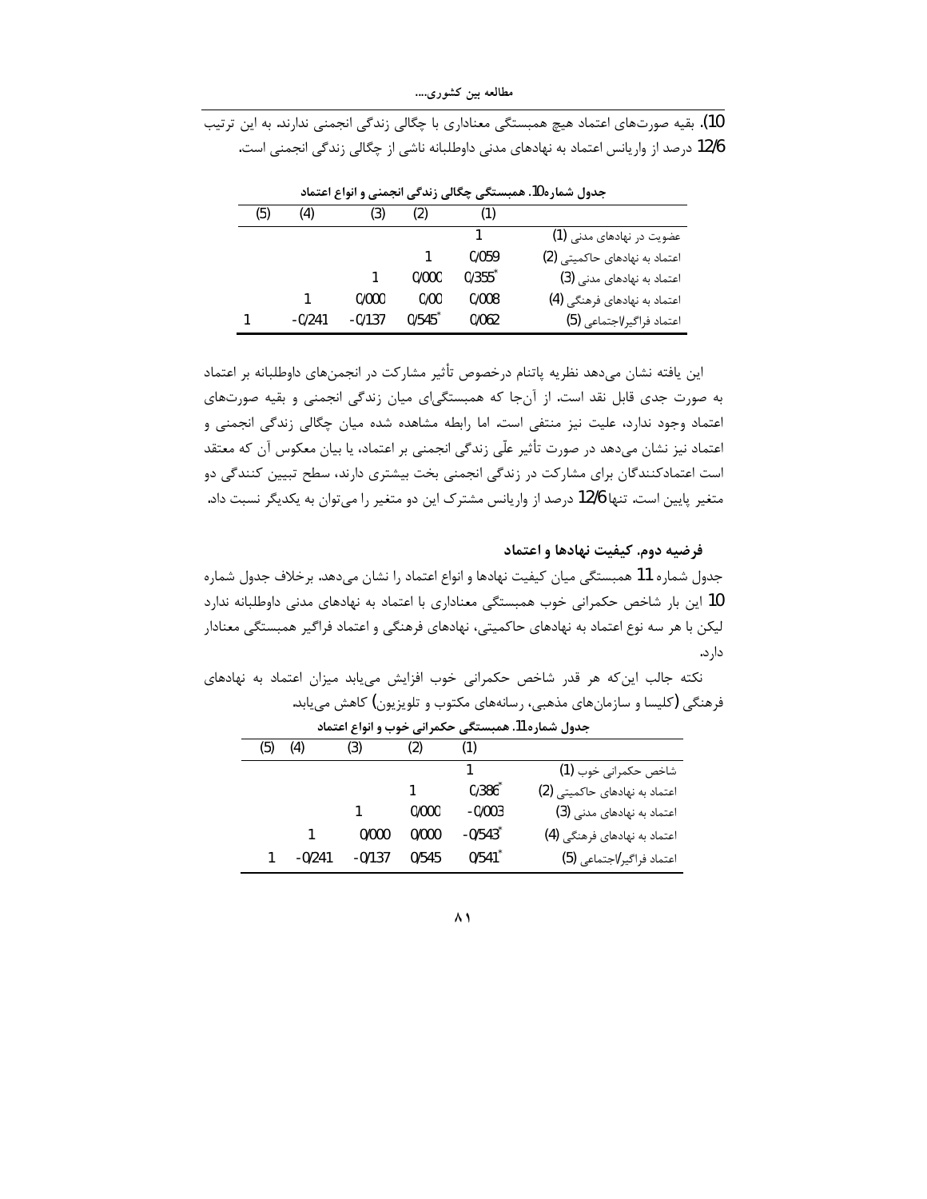10). بقیه صورت‌های اعتماد هیچ همبستگی معناداری با چگالی زندگی انجمنی ندارند. به این ترتیب 12/6 درصد از واریانس اعتماد به نهادهای مدنی داوطلبانه ناشی از چگالی زندگی انجمنی است.

جدول شماره10. همبستگی چگالی زندگی انجمنی و انواع اعتماد

| | (1) | (2) | (3) | (4) | (5) |
|---|---|---|---|---|---|
| عضویت در نهادهای مدنی (1) | 1 | | | | |
| اعتماد به نهادهای حاکمیتی (2) | 0/059 | 1 | | | |
| اعتماد به نهادهای مدنی (3) | 0/355* | 0/000 | 1 | | |
| اعتماد به نهادهای فرهنگی (4) | 0/008 | 0/00 | 0/000 | 1 | |
| اعتماد فراگیر/اجتماعی (5) | 0/062 | 0/545* | -0/137 | -0/241 | 1 |

این یافته نشان می‌دهد نظریه پاتنام درخصوص تأثیر مشارکت در انجمن‌های داوطلبانه بر اعتماد به صورت جدی قابل نقد است. از آن‌جا که همبستگی‌ای میان زندگی انجمنی و بقیه صورت‌های اعتماد وجود ندارد، علیت نیز منتفی است. اما رابطه مشاهده شده میان چگالی زندگی انجمنی و اعتماد نیز نشان می‌دهد در صورت تأثیر علّی زندگی انجمنی بر اعتماد، یا بیان معکوس آن که معتقد است اعتمادکنندگان برای مشارکت در زندگی انجمنی بخت بیشتری دارند، سطح تبیین کنندگی دو متغیر پایین است. تنها 12/6 درصد از واریانس مشترک این دو متغیر را می‌توان به یکدیگر نسبت داد.

### فرضیه دوم. کیفیت نهادها و اعتماد

جدول شماره 11 همبستگی میان کیفیت نهادها و انواع اعتماد را نشان می‌دهد. برخلاف جدول شماره 10 این بار شاخص حکمرانی خوب همبستگی معناداری با اعتماد به نهادهای مدنی داوطلبانه ندارد لیکن با هر سه نوع اعتماد به نهادهای حاکمیتی، نهادهای فرهنگی و اعتماد فراگیر همبستگی معنادار دارد.

نکته جالب این‌که هر قدر شاخص حکمرانی خوب افزایش می‌یابد میزان اعتماد به نهادهای فرهنگی (کلیسا و سازمان‌های مذهبی، رسانه‌های مکتوب و تلویزیون) کاهش می‌یابد.

جدول شماره11. همبستگی حکمرانی خوب و انواع اعتماد

| | (1) | (2) | (3) | (4) | (5) |
|---|---|---|---|---|---|
| شاخص حکمرانی خوب (1) | 1 | | | | |
| اعتماد به نهادهای حاکمیتی (2) | 0/386* | 1 | | | |
| اعتماد به نهادهای مدنی (3) | -0/003 | 0/000 | 1 | | |
| اعتماد به نهادهای فرهنگی (4) | -0/543* | 0/000 | 0/000 | 1 | |
| اعتماد فراگیر/اجتماعی (5) | 0/541* | 0/545 | -0/137 | -0/241 | 1 |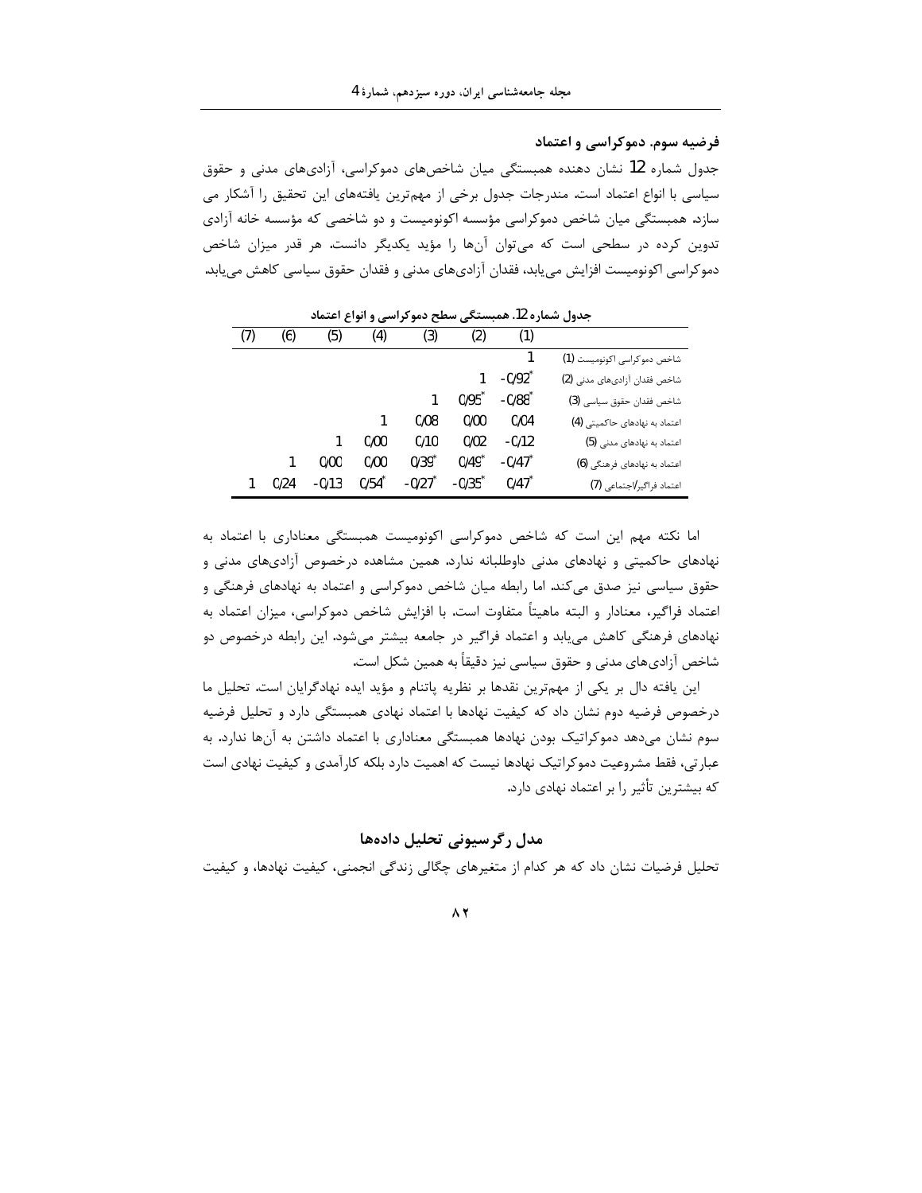### فرضیه سوم. دموکراسی و اعتماد

جدول شماره 12 نشان دهنده همبستگی میان شاخص‌های دموکراسی، آزادی‌های مدنی و حقوق سیاسی با انواع اعتماد است. مندرجات جدول برخی از مهم‌ترین یافته‌های این تحقیق را آشکار می سازد. همبستگی میان شاخص دموکراسی مؤسسه اکونومیست و دو شاخصی که مؤسسه خانه آزادی تدوین کرده در سطحی است که می‌توان آن‌ها را مؤید یکدیگر دانست. هر قدر میزان شاخص دموکراسی اکونومیست افزایش می‌یابد، فقدان آزادی‌های مدنی و فقدان حقوق سیاسی کاهش می‌یابد.

جدول شماره 12. همبستگی سطح دموکراسی و انواع اعتماد

| | (1) | (2) | (3) | (4) | (5) | (6) | (7) |
|---|---|---|---|---|---|---|---|
| شاخص دموکراسی اکونومیست (1) | 1 | | | | | | |
| شاخص فقدان آزادی‌های مدنی (2) | -0/92* | 1 | | | | | |
| شاخص فقدان حقوق سیاسی (3) | -0/88* | 0/95* | 1 | | | | |
| اعتماد به نهادهای حاکمیتی (4) | 0/04 | 0/00 | 0/08 | 1 | | | |
| اعتماد به نهادهای مدنی (5) | -0/12 | 0/02 | 0/10 | 0/00 | 1 | | |
| اعتماد به نهادهای فرهنگی (6) | -0/47* | 0/49* | 0/39* | 0/00 | 0/00 | 1 | |
| اعتماد فراگیر/اجتماعی (7) | 0/47* | -0/35* | -0/27* | 0/54* | -0/13 | 0/24 | 1 |

اما نکته مهم این است که شاخص دموکراسی اکونومیست همبستگی معناداری با اعتماد به نهادهای حاکمیتی و نهادهای مدنی داوطلبانه ندارد. همین مشاهده درخصوص آزادی‌های مدنی و حقوق سیاسی نیز صدق می‌کند. اما رابطه میان شاخص دموکراسی و اعتماد به نهادهای فرهنگی و اعتماد فراگیر، معنادار و البته ماهیتاً متفاوت است. با افزایش شاخص دموکراسی، میزان اعتماد به نهادهای فرهنگی کاهش می‌یابد و اعتماد فراگیر در جامعه بیشتر می‌شود. این رابطه درخصوص دو شاخص آزادی‌های مدنی و حقوق سیاسی نیز دقیقاً به همین شکل است.

این یافته دال بر یکی از مهم‌ترین نقدها بر نظریه پاتنام و مؤید ایده نهادگرایان است. تحلیل ما درخصوص فرضیه دوم نشان داد که کیفیت نهادها با اعتماد نهادی همبستگی دارد و تحلیل فرضیه سوم نشان می‌دهد دموکراتیک بودن نهادها همبستگی معناداری با اعتماد داشتن به آن‌ها ندارد. به عبارتی، فقط مشروعیت دموکراتیک نهادها نیست که اهمیت دارد بلکه کارآمدی و کیفیت نهادی است که بیشترین تأثیر را بر اعتماد نهادی دارد.

## مدل رگرسیونی تحلیل داده‌ها

تحلیل فرضیات نشان داد که هر کدام از متغیرهای چگالی زندگی انجمنی، کیفیت نهادها، و کیفیت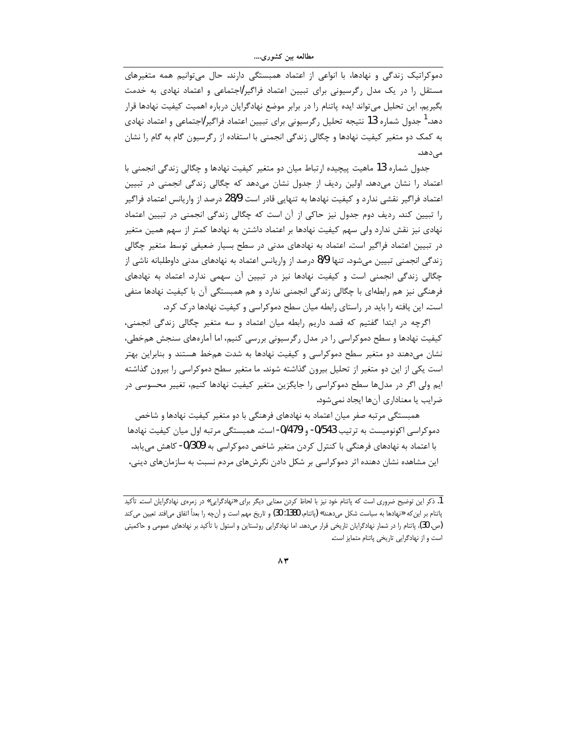دموکراتیک زندگی و نهادها، با انواعی از اعتماد همبستگی دارند. حال می‌توانیم همه متغیرهای مستقل را در یک مدل رگرسیونی برای تبیین اعتماد فراگیر/اجتماعی و اعتماد نهادی به خدمت بگیریم. این تحلیل می‌تواند ایده پاتنام را در برابر موضع نهادگرایان درباره اهمیت کیفیت نهادها قرار دهد.[1] جدول شماره 13 نتیجه تحلیل رگرسیونی برای تبیین اعتماد فراگیر/اجتماعی و اعتماد نهادی به کمک دو متغیر کیفیت نهادها و چگالی زندگی انجمنی با استفاده از رگرسیون گام به گام را نشان می‌دهد.

جدول شماره 13 ماهیت پیچیده ارتباط میان دو متغیر کیفیت نهادها و چگالی زندگی انجمنی با اعتماد را نشان می‌دهد. اولین ردیف از جدول نشان می‌دهد که چگالی زندگی انجمنی در تبیین اعتماد فراگیر نقشی ندارد و کیفیت نهادها به تنهایی قادر است 28/9 درصد از واریانس اعتماد فراگیر را تبیین کند. ردیف دوم جدول نیز حاکی از آن است که چگالی زندگی انجمنی در تبیین اعتماد نهادی نیز نقش ندارد ولی سهم کیفیت نهادها بر اعتماد داشتن به نهادها کمتر از سهم همین متغیر در تبیین اعتماد فراگیر است. اعتماد به نهادهای مدنی در سطح بسیار ضعیفی توسط متغیر چگالی زندگی انجمنی تبیین می‌شود. تنها 8/9 درصد از واریانس اعتماد به نهادهای مدنی داوطلبانه ناشی از چگالی زندگی انجمنی است و کیفیت نهادها نیز در تبیین آن سهمی ندارد. اعتماد به نهادهای فرهنگی نیز هم رابطه‌ای با چگالی زندگی انجمنی ندارد و هم همبستگی آن با کیفیت نهادها منفی است. این یافته را باید در راستای رابطه میان سطح دموکراسی و کیفیت نهادها درک کرد.

اگرچه در ابتدا گفتیم که قصد داریم رابطه میان اعتماد و سه متغیر چگالی زندگی انجمنی، کیفیت نهادها و سطح دموکراسی را در مدل رگرسیونی بررسی کنیم، اما آماره‌های سنجش هم‌خطی، نشان می‌دهند دو متغیر سطح دموکراسی و کیفیت نهادها به شدت هم‌خط هستند و بنابراین بهتر است یکی از این دو متغیر از تحلیل بیرون گذاشته شوند. ما متغیر سطح دموکراسی را بیرون گذاشته ایم ولی اگر در مدل‌ها سطح دموکراسی را جایگزین متغیر کیفیت نهادها کنیم، تغییر محسوسی در ضرایب یا معناداری آن‌ها ایجاد نمی‌شود.

همبستگی مرتبه صفر میان اعتماد به نهادهای فرهنگی با دو متغیر کیفیت نهادها و شاخص دموکراسی اکونومیست به ترتیب 0/543- و 0/479- است. همبستگی مرتبه اول میان کیفیت نهادها با اعتماد به نهادهای فرهنگی با کنترل کردن متغیر شاخص دموکراسی به 0/309- کاهش می‌یابد. این مشاهده نشان دهنده اثر دموکراسی بر شکل دادن نگرش‌های مردم نسبت به سازمان‌های دینی،

---

1. ذکر این توضیح ضروری است که پاتنام خود نیز با لحاظ کردن معنایی دیگر برای «نهادگرایی» در زمره‌ی نهادگرایان است. تأکید پاتنام بر این‌که «نهادها به سیاست شکل می‌دهند» (پاتنام، 1380: 30) و تاریخ مهم است و آن‌چه را بعداً اتفاق می‌افتد تعیین می‌کند (ص. 30)، پاتنام را در شمار نهادگرایان تاریخی قرار می‌دهد. اما نهادگرایی روثستاین و استول با تأکید بر نهادهای عمومی و حاکمیتی است و از نهادگرایی تاریخی پاتنام متمایز است.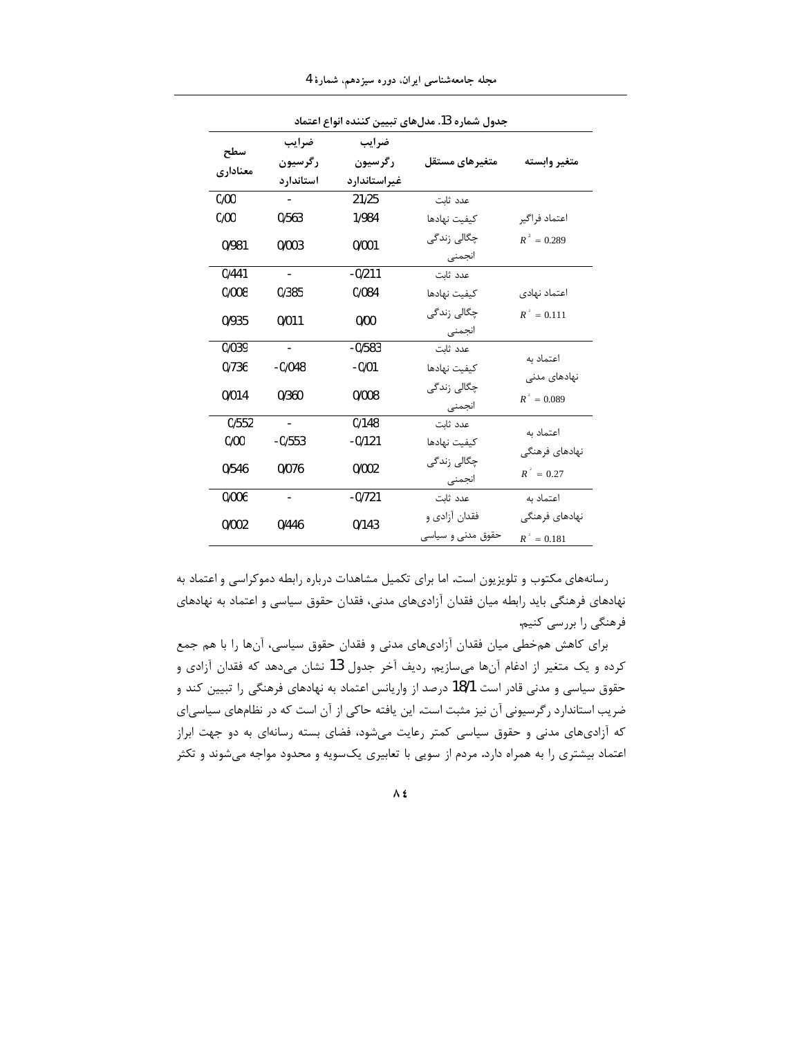جدول شماره 13. مدل‌های تبیین کننده انواع اعتماد

| متغیر وابسته | متغیرهای مستقل | ضرایب رگرسیون غیراستاندارد | ضرایب رگرسیون استاندارد | سطح معناداری |
|---|---|---|---|---|
| اعتماد فراگیر $R^2 = 0.289$ | عدد ثابت | 21/25 | - | 0/00 |
| | کیفیت نهادها | 1/984 | 0/563 | 0/00 |
| | چگالی زندگی انجمنی | 0/001 | 0/003 | 0/981 |
| اعتماد نهادی $R^2 = 0.111$ | عدد ثابت | -0/211 | - | 0/441 |
| | کیفیت نهادها | 0/084 | 0/385 | 0/008 |
| | چگالی زندگی انجمنی | 0/00 | 0/011 | 0/935 |
| اعتماد به نهادهای مدنی $R^2 = 0.089$ | عدد ثابت | -0/583 | - | 0/039 |
| | کیفیت نهادها | -0/01 | -0/048 | 0/736 |
| | چگالی زندگی انجمنی | 0/008 | 0/360 | 0/014 |
| اعتماد به نهادهای فرهنگی $R^2 = 0.27$ | عدد ثابت | 0/148 | - | 0/552 |
| | کیفیت نهادها | -0/121 | -0/553 | 0/00 |
| | چگالی زندگی انجمنی | 0/002 | 0/076 | 0/546 |
| اعتماد به نهادهای فرهنگی $R^2 = 0.181$ | عدد ثابت | -0/721 | - | 0/006 |
| | فقدان آزادی و حقوق مدنی و سیاسی | 0/143 | 0/446 | 0/002 |

رسانه‌های مکتوب و تلویزیون است. اما برای تکمیل مشاهدات درباره رابطه دموکراسی و اعتماد به نهادهای فرهنگی باید رابطه میان فقدان آزادی‌های مدنی، فقدان حقوق سیاسی و اعتماد به نهادهای فرهنگی را بررسی کنیم.

برای کاهش هم‌خطی میان فقدان آزادی‌های مدنی و فقدان حقوق سیاسی، آن‌ها را با هم جمع کرده و یک متغیر از ادغام آن‌ها می‌سازیم. ردیف آخر جدول 13 نشان می‌دهد که فقدان آزادی و حقوق سیاسی و مدنی قادر است 18/1 درصد از واریانس اعتماد به نهادهای فرهنگی را تبیین کند و ضریب استاندارد رگرسیونی آن نیز مثبت است. این یافته حاکی از آن است که در نظام‌های سیاسی‌ای که آزادی‌های مدنی و حقوق سیاسی کمتر رعایت می‌شود، فضای بسته رسانه‌ای به دو جهت ابراز اعتماد بیشتری را به همراه دارد. مردم از سویی با تعابیری یک‌سویه و محدود مواجه می‌شوند و تکثر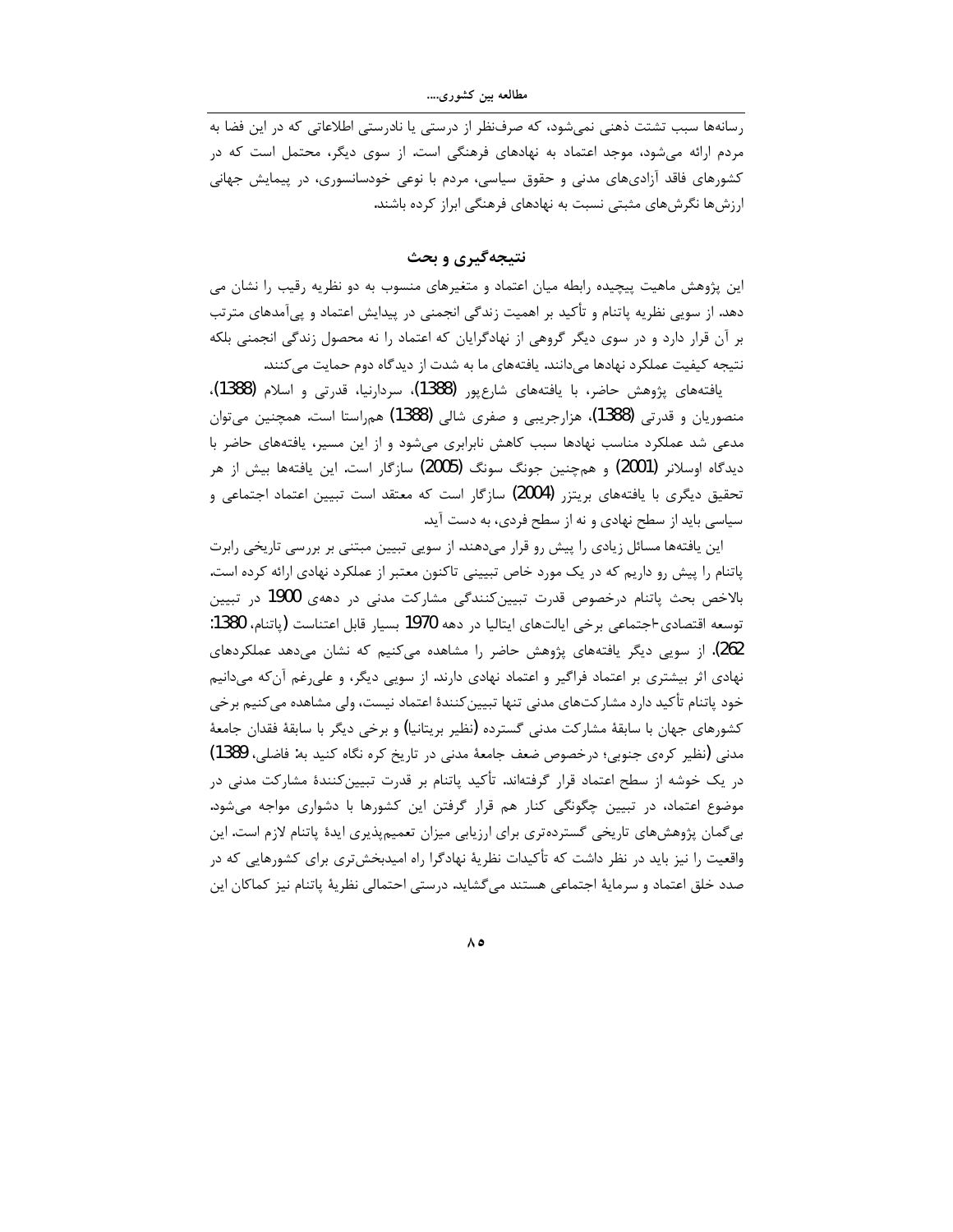رسانه‌ها سبب تشتت ذهنی نمی‌شود، که صرف‌نظر از درستی یا نادرستی اطلاعاتی که در این فضا به مردم ارائه می‌شود، موجد اعتماد به نهادهای فرهنگی است. از سوی دیگر، محتمل است که در کشورهای فاقد آزادی‌های مدنی و حقوق سیاسی، مردم با نوعی خودسانسوری، در پیمایش جهانی ارزش‌ها نگرش‌های مثبتی نسبت به نهادهای فرهنگی ابراز کرده باشند.

## نتیجه‌گیری و بحث

این پژوهش ماهیت پیچیده رابطه میان اعتماد و متغیرهای منسوب به دو نظریه رقیب را نشان می دهد. از سویی نظریه پاتنام و تأکید بر اهمیت زندگی انجمنی در پیدایش اعتماد و پی‌آمدهای مترتب بر آن قرار دارد و در سوی دیگر گروهی از نهادگرایان که اعتماد را نه محصول زندگی انجمنی بلکه نتیجه کیفیت عملکرد نهادها می‌دانند. یافته‌های ما به شدت از دیدگاه دوم حمایت می‌کنند.

یافته‌های پژوهش حاضر، با یافته‌های شارع‌پور (1388)، سردارنیا، قدرتی و اسلام (1388)، منصوریان و قدرتی (1388)، هزارجریبی و صفری شالی (1388) هم‌راستا است. همچنین می‌توان مدعی شد عملکرد مناسب نهادها سبب کاهش نابرابری می‌شود و از این مسیر، یافته‌های حاضر با دیدگاه اوسلانر (2001) و هم‌چنین جونگ سونگ (2005) سازگار است. این یافته‌ها بیش از هر تحقیق دیگری با یافته‌های بریتزر (2004) سازگار است که معتقد است تبیین اعتماد اجتماعی و سیاسی باید از سطح نهادی و نه از سطح فردی، به دست آید.

این یافته‌ها مسائل زیادی را پیش رو قرار می‌دهند. از سویی تبیین مبتنی بر بررسی تاریخی رابرت پاتنام را پیش رو داریم که در یک مورد خاص تبیینی تاکنون معتبر از عملکرد نهادی ارائه کرده است. بالاخص بحث پاتنام درخصوص قدرت تبیین‌کنندگی مشارکت مدنی در دهه‌ی 1900 در تبیین توسعه اقتصادی-اجتماعی برخی ایالت‌های ایتالیا در دهه 1970 بسیار قابل اعتناست (پاتنام، 1380: 262). از سویی دیگر یافته‌های پژوهش حاضر را مشاهده می‌کنیم که نشان می‌دهد عملکردهای نهادی اثر بیشتری بر اعتماد فراگیر و اعتماد نهادی دارند. از سویی دیگر، و علی‌رغم آن‌که می‌دانیم خود پاتنام تأکید دارد مشارکت‌های مدنی تنها تبیین‌کنندهٔ اعتماد نیست، ولی مشاهده می‌کنیم برخی کشورهای جهان با سابقهٔ مشارکت مدنی گسترده (نظیر بریتانیا) و برخی دیگر با سابقهٔ فقدان جامعهٔ مدنی (نظیر کره‌ی جنوبی؛ درخصوص ضعف جامعهٔ مدنی در تاریخ کره نگاه کنید به: فاضلی، 1389) در یک خوشه از سطح اعتماد قرار گرفته‌اند. تأکید پاتنام بر قدرت تبیین‌کنندهٔ مشارکت مدنی در موضوع اعتماد، در تبیین چگونگی کنار هم قرار گرفتن این کشورها با دشواری مواجه می‌شود. بی‌گمان پژوهش‌های تاریخی گسترده‌تری برای ارزیابی میزان تعمیم‌پذیری ایدهٔ پاتنام لازم است. این واقعیت را نیز باید در نظر داشت که تأکیدات نظریهٔ نهادگرا راه امیدبخش‌تری برای کشورهایی که در صدد خلق اعتماد و سرمایهٔ اجتماعی هستند می‌گشاید. درستی احتمالی نظریهٔ پاتنام نیز کماکان این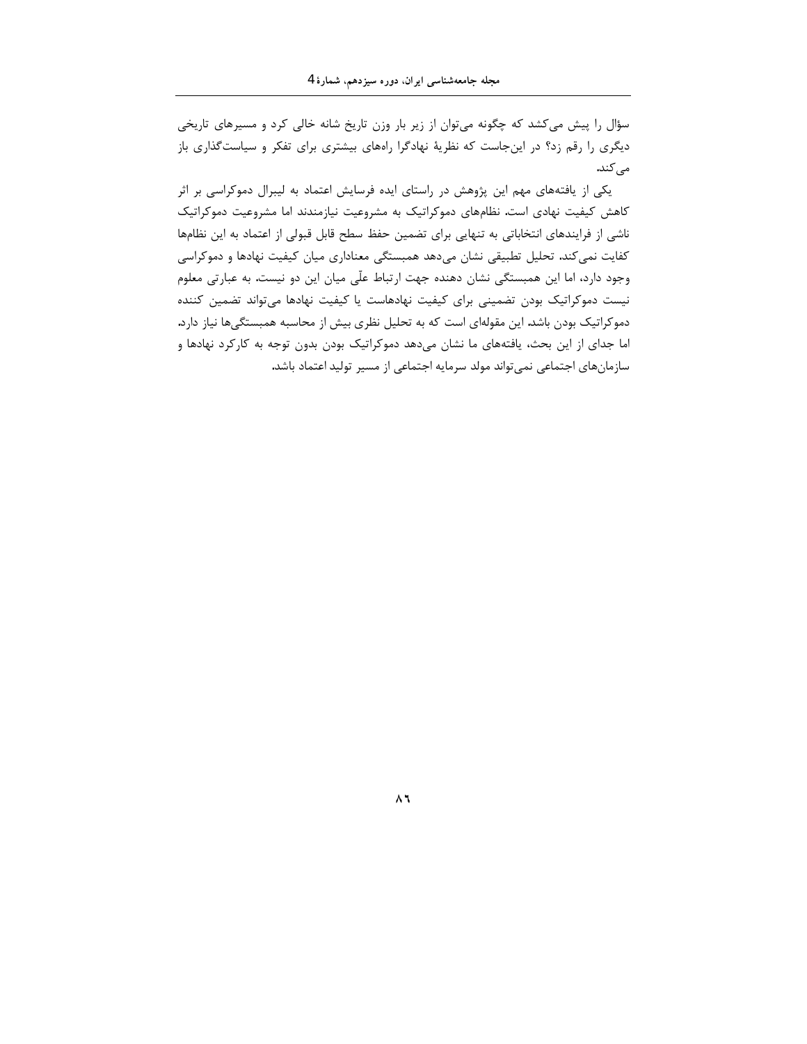سؤال را پیش می‌کشد که چگونه می‌توان از زیر بار وزن تاریخ شانه خالی کرد و مسیرهای تاریخی دیگری را رقم زد؟ در این‌جاست که نظریهٔ نهادگرا راه‌های بیشتری برای تفکر و سیاست‌گذاری باز می‌کند.

یکی از یافته‌های مهم این پژوهش در راستای ایده فرسایش اعتماد به لیبرال دموکراسی بر اثر کاهش کیفیت نهادی است. نظام‌های دموکراتیک به مشروعیت نیازمندند اما مشروعیت دموکراتیک ناشی از فرایندهای انتخاباتی به تنهایی برای تضمین حفظ سطح قابل قبولی از اعتماد به این نظام‌ها کفایت نمی‌کند. تحلیل تطبیقی نشان می‌دهد همبستگی معناداری میان کیفیت نهادها و دموکراسی وجود دارد، اما این همبستگی نشان دهنده جهت ارتباط علّی میان این دو نیست. به عبارتی معلوم نیست دموکراتیک بودن تضمینی برای کیفیت نهادهاست یا کیفیت نهادها می‌تواند تضمین کننده دموکراتیک بودن باشد. این مقوله‌ای است که به تحلیل نظری بیش از محاسبه همبستگی‌ها نیاز دارد. اما جدای از این بحث، یافته‌های ما نشان می‌دهد دموکراتیک بودن بدون توجه به کارکرد نهادها و سازمان‌های اجتماعی نمی‌تواند مولد سرمایه اجتماعی از مسیر تولید اعتماد باشد.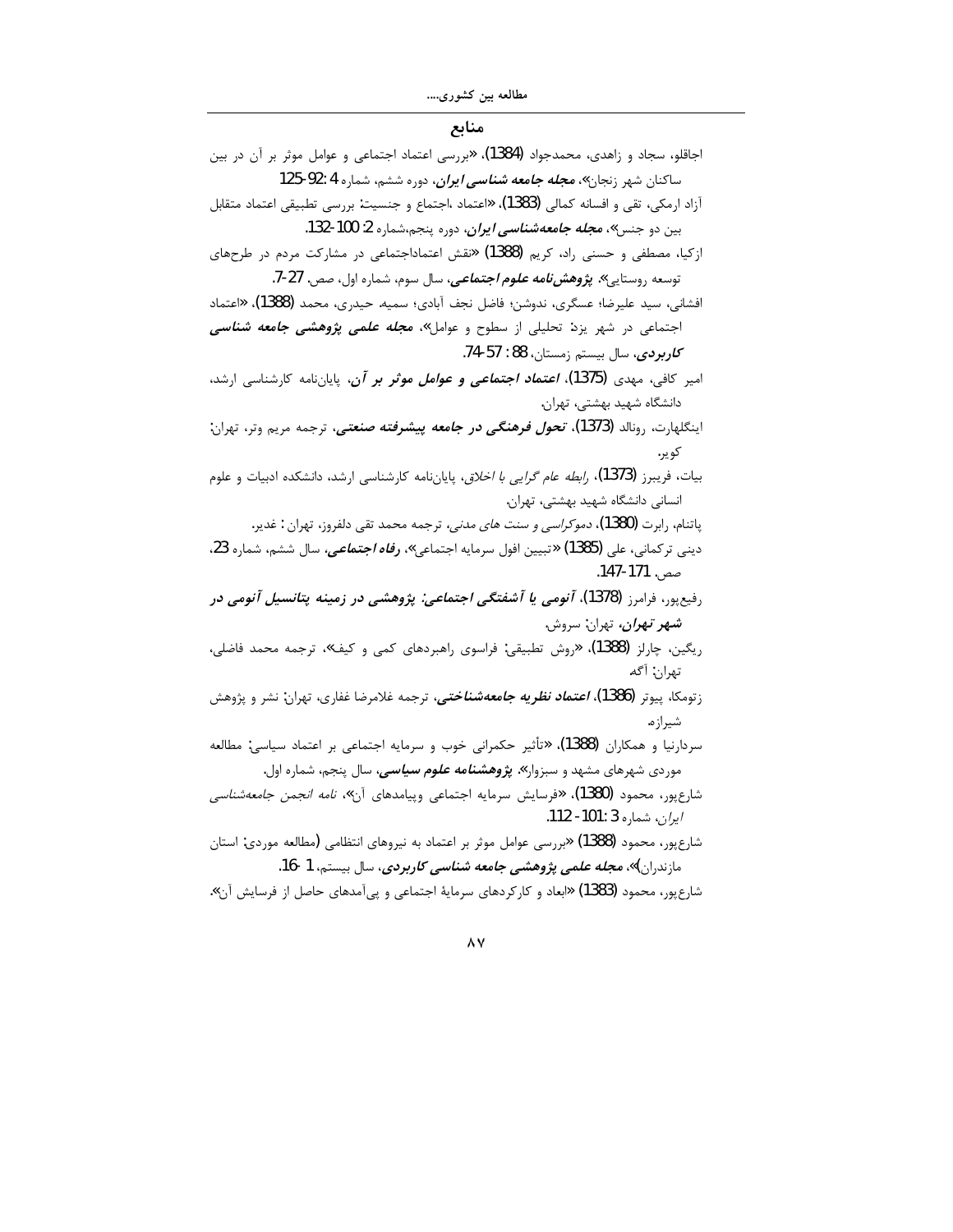## منابع

اجاقلو، سجاد و زاهدی، محمدجواد (1384)، «بررسی اعتماد اجتماعی و عوامل موثر بر آن در بین ساکنان شهر زنجان»، ***مجله جامعه شناسی ایران***، دوره ششم، شماره 4 :92-125

آزاد ارمکی، تقی و افسانه کمالی (1383)، «اعتماد ،اجتماع و جنسیت: بررسی تطبیقی اعتماد متقابل بین دو جنس»، ***مجله جامعه‌شناسی ایران***، دوره پنجم،شماره 2: 100-132.

ازکیا، مصطفی و حسنی راد، کریم (1388) «نقش اعتماداجتماعی در مشارکت مردم در طرح‌های توسعه روستایی». ***پژوهش‌نامه علوم اجتماعی***، سال سوم، شماره اول، صص. 27-7.

افشانی، سید علیرضا؛ عسگری، ندوشن؛ فاضل نجف آبادی؛ سمیه. حیدری، محمد (1388)، «اعتماد اجتماعی در شهر یزد: تحلیلی از سطوح و عوامل»، ***مجله علمی پژوهشی جامعه شناسی کاربردی***، سال بیستم زمستان، 88 : 57-74.

امیر کافی، مهدی (1375)، ***اعتماد اجتماعی و عوامل موثر بر آن***، پایان‌نامه کارشناسی ارشد، دانشگاه شهید بهشتی، تهران.

اینگلهارت، رونالد (1373)، ***تحول فرهنگی در جامعه پیشرفته صنعتی***، ترجمه مریم وتر، تهران: کویر.

بیات، فریبرز (1373)، *رابطه عام گرایی با اخلاق*، پایان‌نامه کارشناسی ارشد، دانشکده ادبیات و علوم انسانی دانشگاه شهید بهشتی، تهران.

پاتنام، رابرت (1380)، *دموکراسی و سنت های مدنی*، ترجمه محمد تقی دلفروز، تهران : غدیر.

دینی ترکمانی، علی (1385) «تبیین افول سرمایه اجتماعی»، ***رفاه اجتماعی***، سال ششم، شماره 23، صص. 171-147.

رفیع‌پور، فرامرز (1378)، ***آنومی یا آشفتگی اجتماعی: پژوهشی در زمینه پتانسیل آنومی در شهر تهران***، تهران: سروش.

ریگین، چارلز (1388)، «روش تطبیقی: فراسوی راهبردهای کمی و کیف»، ترجمه محمد فاضلی، تهران: آگه.

زتومکا، پیوتر (1386)، ***اعتماد نظریه جامعه‌شناختی***، ترجمه غلامرضا غفاری، تهران: نشر و پژوهش شیرازه.

سردارنیا و همکاران (1388)، «تأثیر حکمرانی خوب و سرمایه اجتماعی بر اعتماد سیاسی: مطالعه موردی شهرهای مشهد و سبزوار». ***پژوهشنامه علوم سیاسی***، سال پنجم، شماره اول.

شارع‌پور، محمود (1380)، «فرسایش سرمایه اجتماعی وپیامدهای آن»، *نامه انجمن جامعه‌شناسی ایران*، شماره 3 :101- 112.

شارع‌پور، محمود (1388) «بررسی عوامل موثر بر اعتماد به نیروهای انتظامی (مطالعه موردی: استان مازندران)»، ***مجله علمی پژوهشی جامعه شناسی کاربردی***، سال بیستم، 1 -16.

شارع‌پور، محمود (1383) «ابعاد و کارکردهای سرمایهٔ اجتماعی و پی‌آمدهای حاصل از فرسایش آن».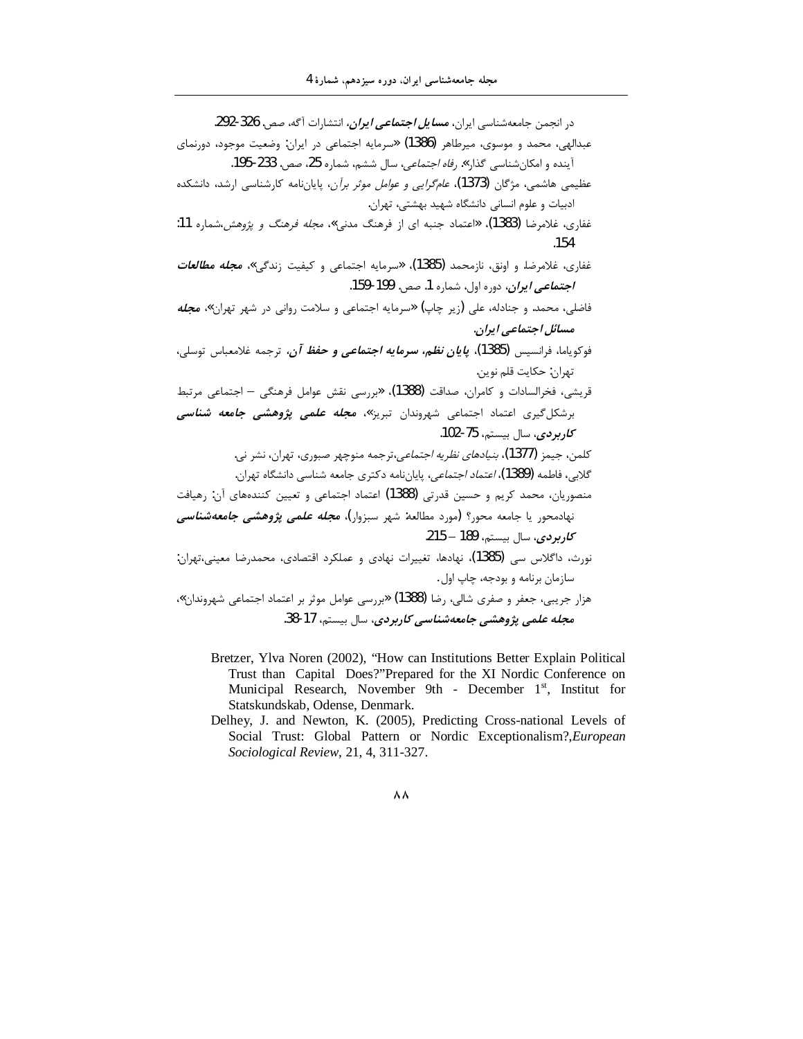در انجمن جامعه‌شناسی ایران، ***مسایل اجتماعی ایران***، انتشارات آگه، صص. 326-292.

عبدالهی، محمد و موسوی، میرطاهر (1386) «سرمایه اجتماعی در ایران: وضعیت موجود، دورنمای آینده و امکان‌شناسی گذار»، *رفاه اجتماعی*، سال ششم، شماره 25، صص. 233-195.

عظیمی هاشمی، مژگان (1373)، *عام‌گرایی و عوامل موثر برآن*، پایان‌نامه کارشناسی ارشد، دانشکده ادبیات و علوم انسانی دانشگاه شهید بهشتی، تهران.

غفاری، غلامرضا (1383)، «اعتماد جنبه ای از فرهنگ مدنی»، *مجله فرهنگ و پژوهش*،شماره 11: 154.

غفاری، غلامرضا و اونق، نازمحمد (1385)، «سرمایه اجتماعی و کیفیت زندگی»، ***مجله مطالعات اجتماعی ایران***، دوره اول، شماره 1. صص. 199-159.

فاضلی، محمد. و جنادله، علی (زیر چاپ) «سرمایه اجتماعی و سلامت روانی در شهر تهران»، ***مجله مسائل اجتماعی ایران.***

فوکویاما، فرانسیس (1385)، ***پایان نظم، سرمایه اجتماعی و حفظ آن***، ترجمه غلامعباس توسلی، تهران: حکایت قلم نوین.

قریشی، فخرالسادات و کامران، صداقت (1388)، «بررسی نقش عوامل فرهنگی – اجتماعی مرتبط برشکل‌گیری اعتماد اجتماعی شهروندان تبریز»، ***مجله علمی پژوهشی جامعه شناسی کاربردی***، سال بیستم، 75-102.

کلمن، جیمز (1377)، *بنیادهای نظریه اجتماعی*،ترجمه منوچهر صبوری، تهران، نشر نی.

گلابی، فاطمه (1389)، *اعتماد اجتماعی*، پایان‌نامه دکتری جامعه شناسی دانشگاه تهران.

منصوریان، محمد کریم و حسین قدرتی (1388) اعتماد اجتماعی و تعیین کننده‌های آن: رهیافت نهادمحور یا جامعه محور؟ (مورد مطالعه: شهر سبزوار)، ***مجله علمی پژوهشی جامعه‌شناسی کاربردی***، سال بیستم، 189 – 215.

نورث، داگلاس سی (1385)، نهادها، تغییرات نهادی و عملکرد اقتصادی، محمدرضا معینی،تهران: سازمان برنامه و بودجه، چاپ اول.

هزار جریبی، جعفر و صفری شالی، رضا (1388) «بررسی عوامل موثر بر اعتماد اجتماعی شهروندان»، ***مجله علمی پژوهشی جامعه‌شناسی کاربردی***، سال بیستم، 17-38.

Bretzer, Ylva Noren (2002), "How can Institutions Better Explain Political Trust than Capital Does?"Prepared for the XI Nordic Conference on Municipal Research, November 9th - December 1st, Institut for Statskundskab, Odense, Denmark.

Delhey, J. and Newton, K. (2005), Predicting Cross-national Levels of Social Trust: Global Pattern or Nordic Exceptionalism?,*European Sociological Review*, 21, 4, 311-327.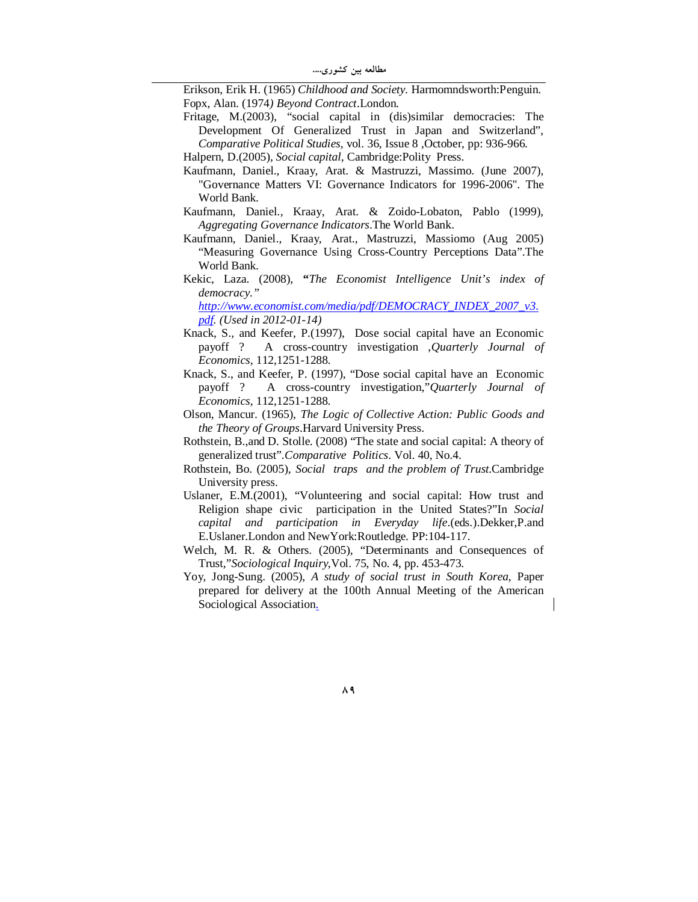Erikson, Erik H. (1965) *Childhood and Society*. Harmomndsworth:Penguin.

Fopx, Alan. (1974*) Beyond Contract*.London.

Fritage, M.(2003), “social capital in (dis)similar democracies: The Development Of Generalized Trust in Japan and Switzerland”, *Comparative Political Studies*, vol. 36, Issue 8 ,October, pp: 936-966.

Halpern, D.(2005), *Social capital*, Cambridge:Polity Press.

Kaufmann, Daniel., Kraay, Arat. & Mastruzzi, Massimo. (June 2007), "Governance Matters VI: Governance Indicators for 1996-2006". The World Bank.

Kaufmann, Daniel., Kraay, Arat. & Zoido-Lobaton, Pablo (1999), *Aggregating Governance Indicators*.The World Bank.

Kaufmann, Daniel., Kraay, Arat., Mastruzzi, Massiomo (Aug 2005) “Measuring Governance Using Cross-Country Perceptions Data”.The World Bank.

Kekic, Laza. (2008), ***“****The Economist Intelligence Unit’s index of democracy.”* *http://www.economist.com/media/pdf/DEMOCRACY_INDEX_2007_v3.pdf. (Used in 2012-01-14)*

Knack, S., and Keefer, P.(1997), Dose social capital have an Economic payoff ? A cross-country investigation ,*Quarterly Journal of Economics*, 112,1251-1288.

Knack, S., and Keefer, P. (1997), “Dose social capital have an Economic payoff ? A cross-country investigation,”*Quarterly Journal of Economics*, 112,1251-1288.

Olson, Mancur. (1965), *The Logic of Collective Action: Public Goods and the Theory of Groups*.Harvard University Press.

Rothstein, B.,and D. Stolle. (2008) “The state and social capital: A theory of generalized trust”.*Comparative Politics*. Vol. 40, No.4.

Rothstein, Bo. (2005), *Social traps and the problem of Trust*.Cambridge University press.

Uslaner, E.M.(2001), “Volunteering and social capital: How trust and Religion shape civic participation in the United States?”In *Social capital and participation in Everyday life*.(eds.).Dekker,P.and E.Uslaner.London and NewYork:Routledge. PP:104-117.

Welch, M. R. & Others. (2005), “Determinants and Consequences of Trust,”*Sociological Inquiry*,Vol. 75, No. 4, pp. 453-473.

Yoy, Jong-Sung. (2005), *A study of social trust in South Korea*, Paper prepared for delivery at the 100th Annual Meeting of the American Sociological Association.